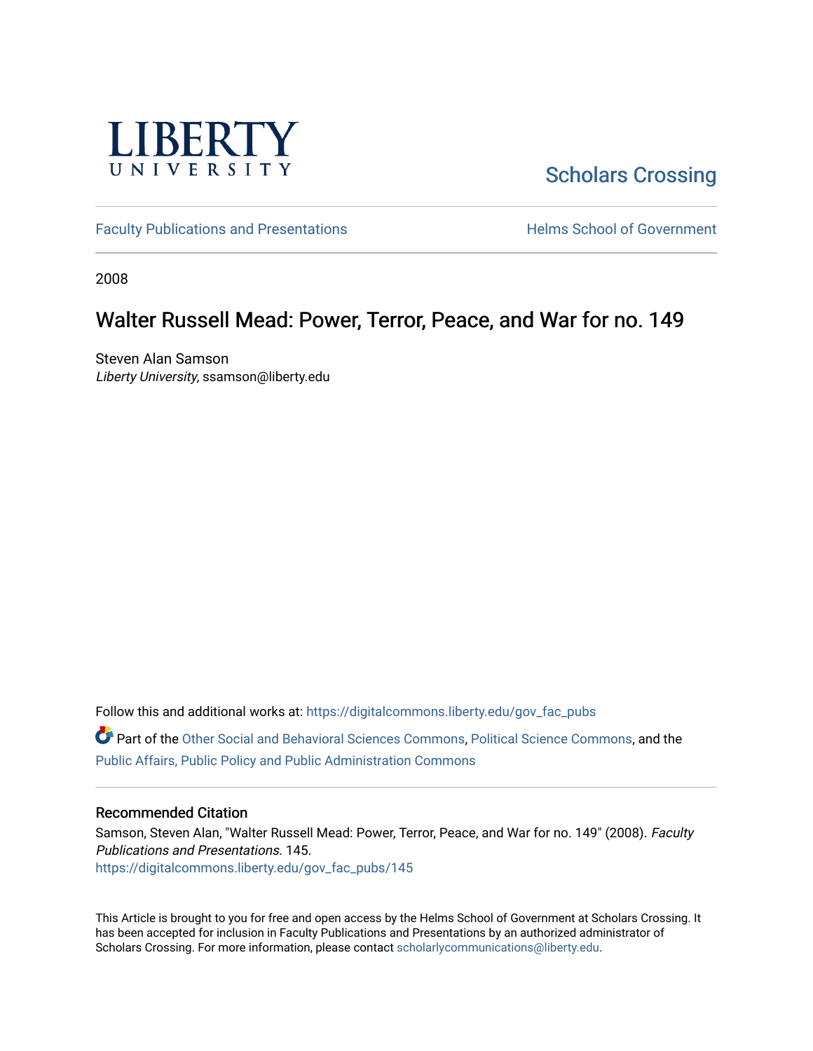Liberty University

Scholars Crossing

Faculty Publications and Presentations

Helms School of Government

2008

# Walter Russell Mead: Power, Terror, Peace, and War for no. 149

Steven Alan Samson
*Liberty University*, ssamson@liberty.edu

Follow this and additional works at: https://digitalcommons.liberty.edu/gov_fac_pubs

Part of the Other Social and Behavioral Sciences Commons, Political Science Commons, and the Public Affairs, Public Policy and Public Administration Commons

## Recommended Citation

Samson, Steven Alan, "Walter Russell Mead: Power, Terror, Peace, and War for no. 149" (2008). *Faculty Publications and Presentations*. 145.
https://digitalcommons.liberty.edu/gov_fac_pubs/145

This Article is brought to you for free and open access by the Helms School of Government at Scholars Crossing. It has been accepted for inclusion in Faculty Publications and Presentations by an authorized administrator of Scholars Crossing. For more information, please contact scholarlycommunications@liberty.edu.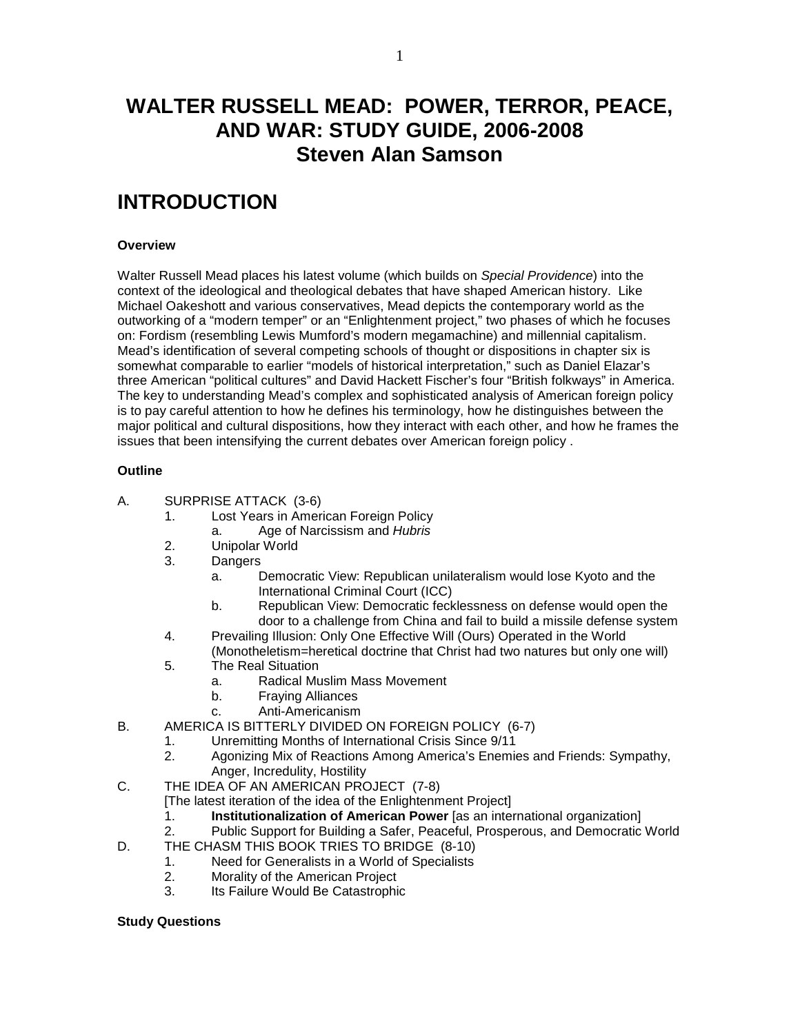# WALTER RUSSELL MEAD: POWER, TERROR, PEACE, AND WAR: STUDY GUIDE, 2006-2008
# Steven Alan Samson

## INTRODUCTION

**Overview**

Walter Russell Mead places his latest volume (which builds on *Special Providence*) into the context of the ideological and theological debates that have shaped American history. Like Michael Oakeshott and various conservatives, Mead depicts the contemporary world as the outworking of a "modern temper" or an "Enlightenment project," two phases of which he focuses on: Fordism (resembling Lewis Mumford's modern megamachine) and millennial capitalism. Mead's identification of several competing schools of thought or dispositions in chapter six is somewhat comparable to earlier "models of historical interpretation," such as Daniel Elazar's three American "political cultures" and David Hackett Fischer's four "British folkways" in America. The key to understanding Mead's complex and sophisticated analysis of American foreign policy is to pay careful attention to how he defines his terminology, how he distinguishes between the major political and cultural dispositions, how they interact with each other, and how he frames the issues that been intensifying the current debates over American foreign policy .

**Outline**

A. SURPRISE ATTACK (3-6)
   1. Lost Years in American Foreign Policy
      a. Age of Narcissism and *Hubris*
   2. Unipolar World
   3. Dangers
      a. Democratic View: Republican unilateralism would lose Kyoto and the International Criminal Court (ICC)
      b. Republican View: Democratic fecklessness on defense would open the door to a challenge from China and fail to build a missile defense system
   4. Prevailing Illusion: Only One Effective Will (Ours) Operated in the World (Monotheletism=heretical doctrine that Christ had two natures but only one will)
   5. The Real Situation
      a. Radical Muslim Mass Movement
      b. Fraying Alliances
      c. Anti-Americanism

B. AMERICA IS BITTERLY DIVIDED ON FOREIGN POLICY (6-7)
   1. Unremitting Months of International Crisis Since 9/11
   2. Agonizing Mix of Reactions Among America's Enemies and Friends: Sympathy, Anger, Incredulity, Hostility

C. THE IDEA OF AN AMERICAN PROJECT (7-8)
   [The latest iteration of the idea of the Enlightenment Project]
   1. **Institutionalization of American Power** [as an international organization]
   2. Public Support for Building a Safer, Peaceful, Prosperous, and Democratic World

D. THE CHASM THIS BOOK TRIES TO BRIDGE (8-10)
   1. Need for Generalists in a World of Specialists
   2. Morality of the American Project
   3. Its Failure Would Be Catastrophic

**Study Questions**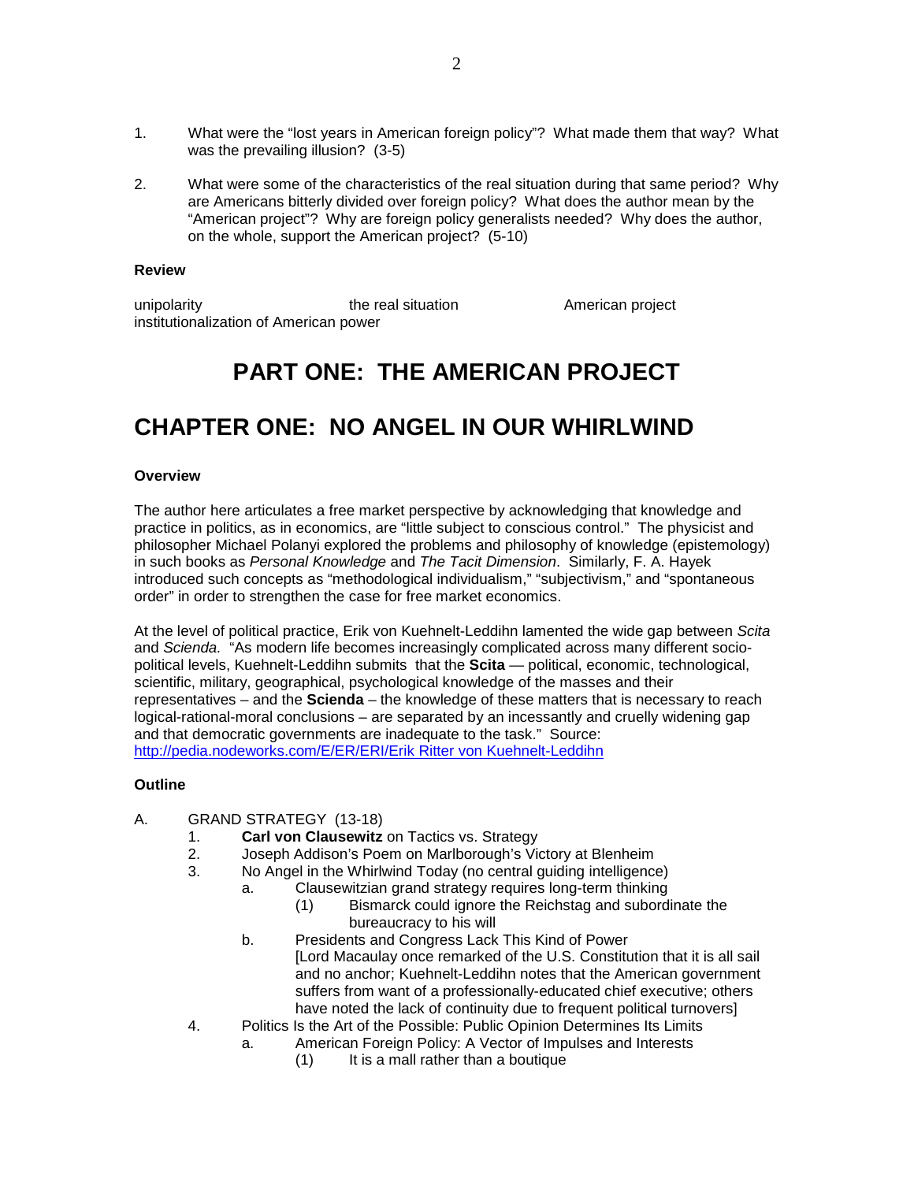1. What were the "lost years in American foreign policy"? What made them that way? What was the prevailing illusion? (3-5)

2. What were some of the characteristics of the real situation during that same period? Why are Americans bitterly divided over foreign policy? What does the author mean by the "American project"? Why are foreign policy generalists needed? Why does the author, on the whole, support the American project? (5-10)

**Review**

unipolarity　　　the real situation　　　American project
institutionalization of American power

# PART ONE: THE AMERICAN PROJECT

## CHAPTER ONE: NO ANGEL IN OUR WHIRLWIND

**Overview**

The author here articulates a free market perspective by acknowledging that knowledge and practice in politics, as in economics, are "little subject to conscious control." The physicist and philosopher Michael Polanyi explored the problems and philosophy of knowledge (epistemology) in such books as *Personal Knowledge* and *The Tacit Dimension*. Similarly, F. A. Hayek introduced such concepts as "methodological individualism," "subjectivism," and "spontaneous order" in order to strengthen the case for free market economics.

At the level of political practice, Erik von Kuehnelt-Leddihn lamented the wide gap between *Scita* and *Scienda.* "As modern life becomes increasingly complicated across many different socio-political levels, Kuehnelt-Leddihn submits that the **Scita** — political, economic, technological, scientific, military, geographical, psychological knowledge of the masses and their representatives – and the **Scienda** – the knowledge of these matters that is necessary to reach logical-rational-moral conclusions – are separated by an incessantly and cruelly widening gap and that democratic governments are inadequate to the task." Source: http://pedia.nodeworks.com/E/ER/ERI/Erik Ritter von Kuehnelt-Leddihn

**Outline**

A. GRAND STRATEGY (13-18)
   1. **Carl von Clausewitz** on Tactics vs. Strategy
   2. Joseph Addison's Poem on Marlborough's Victory at Blenheim
   3. No Angel in the Whirlwind Today (no central guiding intelligence)
      a. Clausewitzian grand strategy requires long-term thinking
         (1) Bismarck could ignore the Reichstag and subordinate the bureaucracy to his will
      b. Presidents and Congress Lack This Kind of Power
         [Lord Macaulay once remarked of the U.S. Constitution that it is all sail and no anchor; Kuehnelt-Leddihn notes that the American government suffers from want of a professionally-educated chief executive; others have noted the lack of continuity due to frequent political turnovers]
   4. Politics Is the Art of the Possible: Public Opinion Determines Its Limits
      a. American Foreign Policy: A Vector of Impulses and Interests
         (1) It is a mall rather than a boutique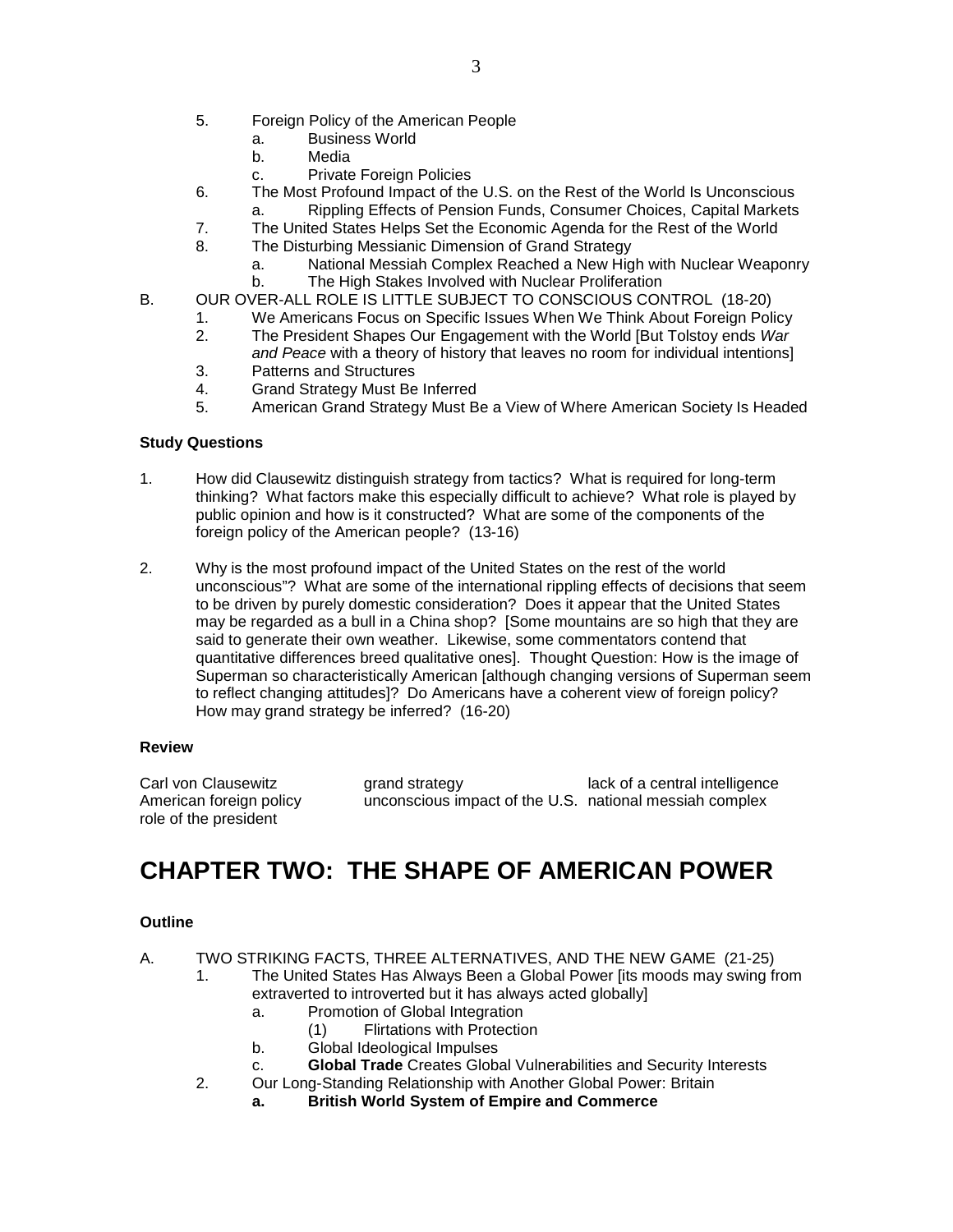5. Foreign Policy of the American People
    a. Business World
    b. Media
    c. Private Foreign Policies
6. The Most Profound Impact of the U.S. on the Rest of the World Is Unconscious
    a. Rippling Effects of Pension Funds, Consumer Choices, Capital Markets
7. The United States Helps Set the Economic Agenda for the Rest of the World
8. The Disturbing Messianic Dimension of Grand Strategy
    a. National Messiah Complex Reached a New High with Nuclear Weaponry
    b. The High Stakes Involved with Nuclear Proliferation

B. OUR OVER-ALL ROLE IS LITTLE SUBJECT TO CONSCIOUS CONTROL (18-20)
1. We Americans Focus on Specific Issues When We Think About Foreign Policy
2. The President Shapes Our Engagement with the World [But Tolstoy ends *War and Peace* with a theory of history that leaves no room for individual intentions]
3. Patterns and Structures
4. Grand Strategy Must Be Inferred
5. American Grand Strategy Must Be a View of Where American Society Is Headed

**Study Questions**

1. How did Clausewitz distinguish strategy from tactics? What is required for long-term thinking? What factors make this especially difficult to achieve? What role is played by public opinion and how is it constructed? What are some of the components of the foreign policy of the American people? (13-16)

2. Why is the most profound impact of the United States on the rest of the world unconscious"? What are some of the international rippling effects of decisions that seem to be driven by purely domestic consideration? Does it appear that the United States may be regarded as a bull in a China shop? [Some mountains are so high that they are said to generate their own weather. Likewise, some commentators contend that quantitative differences breed qualitative ones]. Thought Question: How is the image of Superman so characteristically American [although changing versions of Superman seem to reflect changing attitudes]? Do Americans have a coherent view of foreign policy? How may grand strategy be inferred? (16-20)

**Review**

| | | |
|---|---|---|
| Carl von Clausewitz | grand strategy | lack of a central intelligence |
| American foreign policy | unconscious impact of the U.S. | national messiah complex |
| role of the president | | |

# CHAPTER TWO: THE SHAPE OF AMERICAN POWER

**Outline**

A. TWO STRIKING FACTS, THREE ALTERNATIVES, AND THE NEW GAME (21-25)
1. The United States Has Always Been a Global Power [its moods may swing from extraverted to introverted but it has always acted globally]
    a. Promotion of Global Integration
        (1) Flirtations with Protection
    b. Global Ideological Impulses
    c. **Global Trade** Creates Global Vulnerabilities and Security Interests
2. Our Long-Standing Relationship with Another Global Power: Britain
    **a. British World System of Empire and Commerce**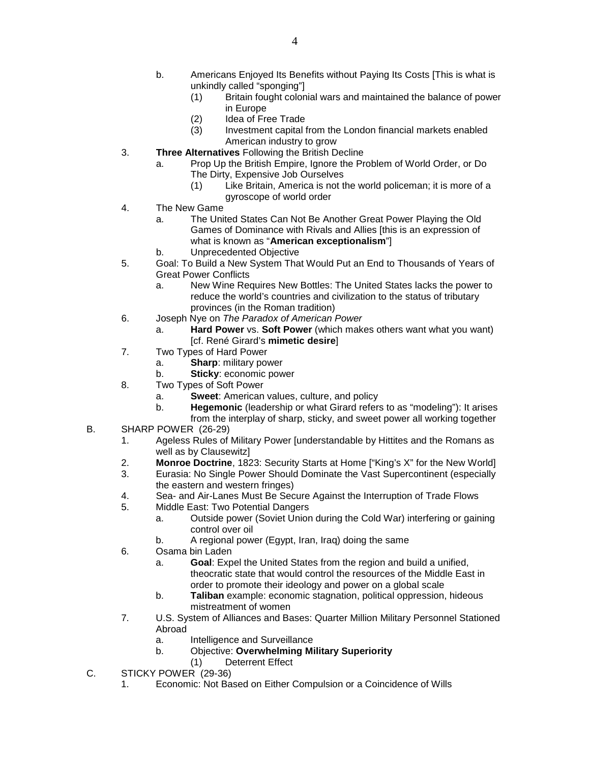- b. Americans Enjoyed Its Benefits without Paying Its Costs [This is what is unkindly called "sponging"]
  - (1) Britain fought colonial wars and maintained the balance of power in Europe
  - (2) Idea of Free Trade
  - (3) Investment capital from the London financial markets enabled American industry to grow
3. **Three Alternatives** Following the British Decline
   - a. Prop Up the British Empire, Ignore the Problem of World Order, or Do The Dirty, Expensive Job Ourselves
     - (1) Like Britain, America is not the world policeman; it is more of a gyroscope of world order
4. The New Game
   - a. The United States Can Not Be Another Great Power Playing the Old Games of Dominance with Rivals and Allies [this is an expression of what is known as "**American exceptionalism**"]
   - b. Unprecedented Objective
5. Goal: To Build a New System That Would Put an End to Thousands of Years of Great Power Conflicts
   - a. New Wine Requires New Bottles: The United States lacks the power to reduce the world's countries and civilization to the status of tributary provinces (in the Roman tradition)
6. Joseph Nye on *The Paradox of American Power*
   - a. **Hard Power** vs. **Soft Power** (which makes others want what you want) [cf. René Girard's **mimetic desire**]
7. Two Types of Hard Power
   - a. **Sharp**: military power
   - b. **Sticky**: economic power
8. Two Types of Soft Power
   - a. **Sweet**: American values, culture, and policy
   - b. **Hegemonic** (leadership or what Girard refers to as "modeling"): It arises from the interplay of sharp, sticky, and sweet power all working together

B. SHARP POWER (26-29)

1. Ageless Rules of Military Power [understandable by Hittites and the Romans as well as by Clausewitz]
2. **Monroe Doctrine**, 1823: Security Starts at Home ["King's X" for the New World]
3. Eurasia: No Single Power Should Dominate the Vast Supercontinent (especially the eastern and western fringes)
4. Sea- and Air-Lanes Must Be Secure Against the Interruption of Trade Flows
5. Middle East: Two Potential Dangers
   - a. Outside power (Soviet Union during the Cold War) interfering or gaining control over oil
   - b. A regional power (Egypt, Iran, Iraq) doing the same
6. Osama bin Laden
   - a. **Goal**: Expel the United States from the region and build a unified, theocratic state that would control the resources of the Middle East in order to promote their ideology and power on a global scale
   - b. **Taliban** example: economic stagnation, political oppression, hideous mistreatment of women
7. U.S. System of Alliances and Bases: Quarter Million Military Personnel Stationed Abroad
   - a. Intelligence and Surveillance
   - b. Objective: **Overwhelming Military Superiority**
     - (1) Deterrent Effect

C. STICKY POWER (29-36)

1. Economic: Not Based on Either Compulsion or a Coincidence of Wills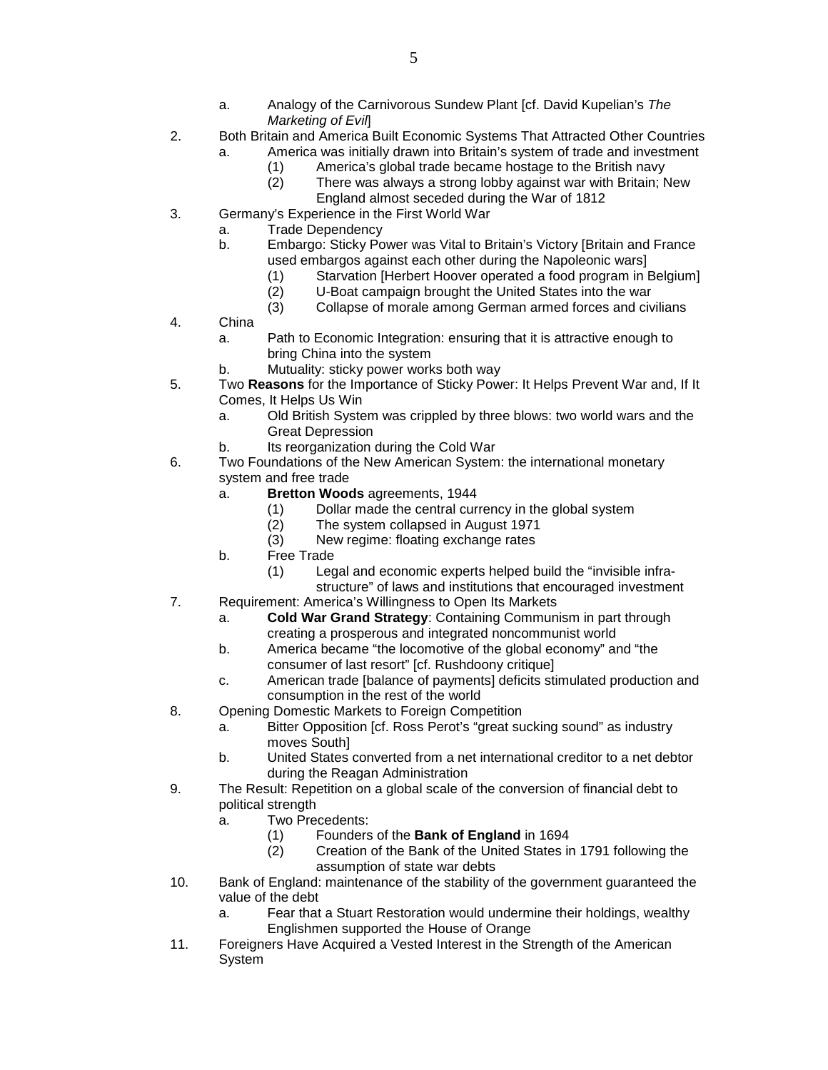a. Analogy of the Carnivorous Sundew Plant [cf. David Kupelian's *The Marketing of Evil*]

2. Both Britain and America Built Economic Systems That Attracted Other Countries
    a. America was initially drawn into Britain's system of trade and investment
        (1) America's global trade became hostage to the British navy
        (2) There was always a strong lobby against war with Britain; New England almost seceded during the War of 1812

3. Germany's Experience in the First World War
    a. Trade Dependency
    b. Embargo: Sticky Power was Vital to Britain's Victory [Britain and France used embargos against each other during the Napoleonic wars]
        (1) Starvation [Herbert Hoover operated a food program in Belgium]
        (2) U-Boat campaign brought the United States into the war
        (3) Collapse of morale among German armed forces and civilians

4. China
    a. Path to Economic Integration: ensuring that it is attractive enough to bring China into the system
    b. Mutuality: sticky power works both way

5. Two **Reasons** for the Importance of Sticky Power: It Helps Prevent War and, If It Comes, It Helps Us Win
    a. Old British System was crippled by three blows: two world wars and the Great Depression
    b. Its reorganization during the Cold War

6. Two Foundations of the New American System: the international monetary system and free trade
    a. **Bretton Woods** agreements, 1944
        (1) Dollar made the central currency in the global system
        (2) The system collapsed in August 1971
        (3) New regime: floating exchange rates
    b. Free Trade
        (1) Legal and economic experts helped build the "invisible infra-structure" of laws and institutions that encouraged investment

7. Requirement: America's Willingness to Open Its Markets
    a. **Cold War Grand Strategy**: Containing Communism in part through creating a prosperous and integrated noncommunist world
    b. America became "the locomotive of the global economy" and "the consumer of last resort" [cf. Rushdoony critique]
    c. American trade [balance of payments] deficits stimulated production and consumption in the rest of the world

8. Opening Domestic Markets to Foreign Competition
    a. Bitter Opposition [cf. Ross Perot's "great sucking sound" as industry moves South]
    b. United States converted from a net international creditor to a net debtor during the Reagan Administration

9. The Result: Repetition on a global scale of the conversion of financial debt to political strength
    a. Two Precedents:
        (1) Founders of the **Bank of England** in 1694
        (2) Creation of the Bank of the United States in 1791 following the assumption of state war debts

10. Bank of England: maintenance of the stability of the government guaranteed the value of the debt
    a. Fear that a Stuart Restoration would undermine their holdings, wealthy Englishmen supported the House of Orange

11. Foreigners Have Acquired a Vested Interest in the Strength of the American System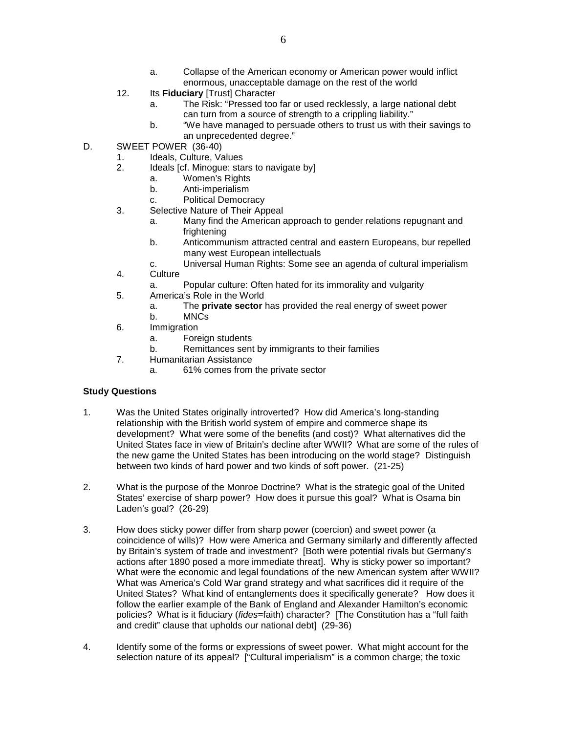a. Collapse of the American economy or American power would inflict enormous, unacceptable damage on the rest of the world

12. Its **Fiduciary** [Trust] Character
    a. The Risk: "Pressed too far or used recklessly, a large national debt can turn from a source of strength to a crippling liability."
    b. "We have managed to persuade others to trust us with their savings to an unprecedented degree."

D. SWEET POWER (36-40)

1. Ideals, Culture, Values
2. Ideals [cf. Minogue: stars to navigate by]
    a. Women's Rights
    b. Anti-imperialism
    c. Political Democracy
3. Selective Nature of Their Appeal
    a. Many find the American approach to gender relations repugnant and frightening
    b. Anticommunism attracted central and eastern Europeans, bur repelled many west European intellectuals
    c. Universal Human Rights: Some see an agenda of cultural imperialism
4. Culture
    a. Popular culture: Often hated for its immorality and vulgarity
5. America's Role in the World
    a. The **private sector** has provided the real energy of sweet power
    b. MNCs
6. Immigration
    a. Foreign students
    b. Remittances sent by immigrants to their families
7. Humanitarian Assistance
    a. 61% comes from the private sector

**Study Questions**

1. Was the United States originally introverted? How did America's long-standing relationship with the British world system of empire and commerce shape its development? What were some of the benefits (and cost)? What alternatives did the United States face in view of Britain's decline after WWII? What are some of the rules of the new game the United States has been introducing on the world stage? Distinguish between two kinds of hard power and two kinds of soft power. (21-25)

2. What is the purpose of the Monroe Doctrine? What is the strategic goal of the United States' exercise of sharp power? How does it pursue this goal? What is Osama bin Laden's goal? (26-29)

3. How does sticky power differ from sharp power (coercion) and sweet power (a coincidence of wills)? How were America and Germany similarly and differently affected by Britain's system of trade and investment? [Both were potential rivals but Germany's actions after 1890 posed a more immediate threat]. Why is sticky power so important? What were the economic and legal foundations of the new American system after WWII? What was America's Cold War grand strategy and what sacrifices did it require of the United States? What kind of entanglements does it specifically generate? How does it follow the earlier example of the Bank of England and Alexander Hamilton's economic policies? What is it fiduciary (*fides*=faith) character? [The Constitution has a "full faith and credit" clause that upholds our national debt] (29-36)

4. Identify some of the forms or expressions of sweet power. What might account for the selection nature of its appeal? ["Cultural imperialism" is a common charge; the toxic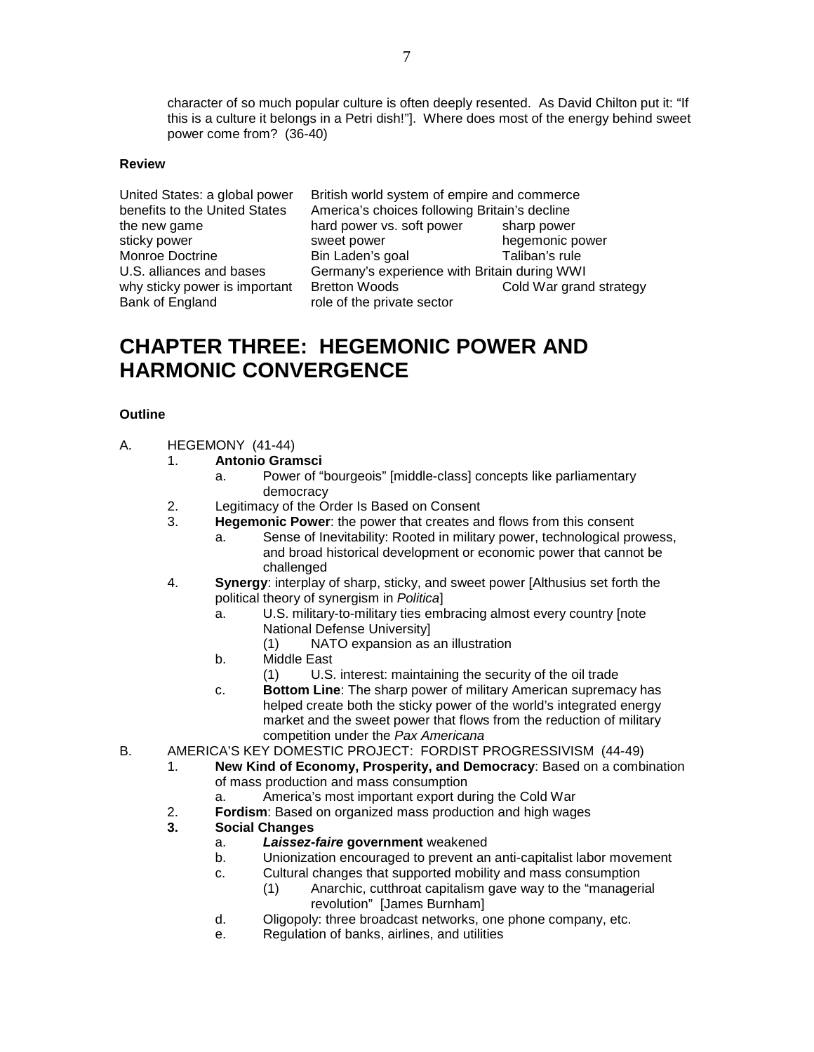character of so much popular culture is often deeply resented. As David Chilton put it: "If this is a culture it belongs in a Petri dish!"]. Where does most of the energy behind sweet power come from? (36-40)

**Review**

| | | |
|---|---|---|
| United States: a global power | British world system of empire and commerce | |
| benefits to the United States | America's choices following Britain's decline | |
| the new game | hard power vs. soft power | sharp power |
| sticky power | sweet power | hegemonic power |
| Monroe Doctrine | Bin Laden's goal | Taliban's rule |
| U.S. alliances and bases | Germany's experience with Britain during WWI | |
| why sticky power is important | Bretton Woods | Cold War grand strategy |
| Bank of England | role of the private sector | |

# CHAPTER THREE: HEGEMONIC POWER AND HARMONIC CONVERGENCE

**Outline**

A. HEGEMONY (41-44)
   1. **Antonio Gramsci**
      a. Power of "bourgeois" [middle-class] concepts like parliamentary democracy
   2. Legitimacy of the Order Is Based on Consent
   3. **Hegemonic Power**: the power that creates and flows from this consent
      a. Sense of Inevitability: Rooted in military power, technological prowess, and broad historical development or economic power that cannot be challenged
   4. **Synergy**: interplay of sharp, sticky, and sweet power [Althusius set forth the political theory of synergism in *Politica*]
      a. U.S. military-to-military ties embracing almost every country [note National Defense University]
         (1) NATO expansion as an illustration
      b. Middle East
         (1) U.S. interest: maintaining the security of the oil trade
      c. **Bottom Line**: The sharp power of military American supremacy has helped create both the sticky power of the world's integrated energy market and the sweet power that flows from the reduction of military competition under the *Pax Americana*

B. AMERICA'S KEY DOMESTIC PROJECT: FORDIST PROGRESSIVISM (44-49)
   1. **New Kind of Economy, Prosperity, and Democracy**: Based on a combination of mass production and mass consumption
      a. America's most important export during the Cold War
   2. **Fordism**: Based on organized mass production and high wages
   3. **Social Changes**
      a. ***Laissez-faire* government** weakened
      b. Unionization encouraged to prevent an anti-capitalist labor movement
      c. Cultural changes that supported mobility and mass consumption
         (1) Anarchic, cutthroat capitalism gave way to the "managerial revolution" [James Burnham]
      d. Oligopoly: three broadcast networks, one phone company, etc.
      e. Regulation of banks, airlines, and utilities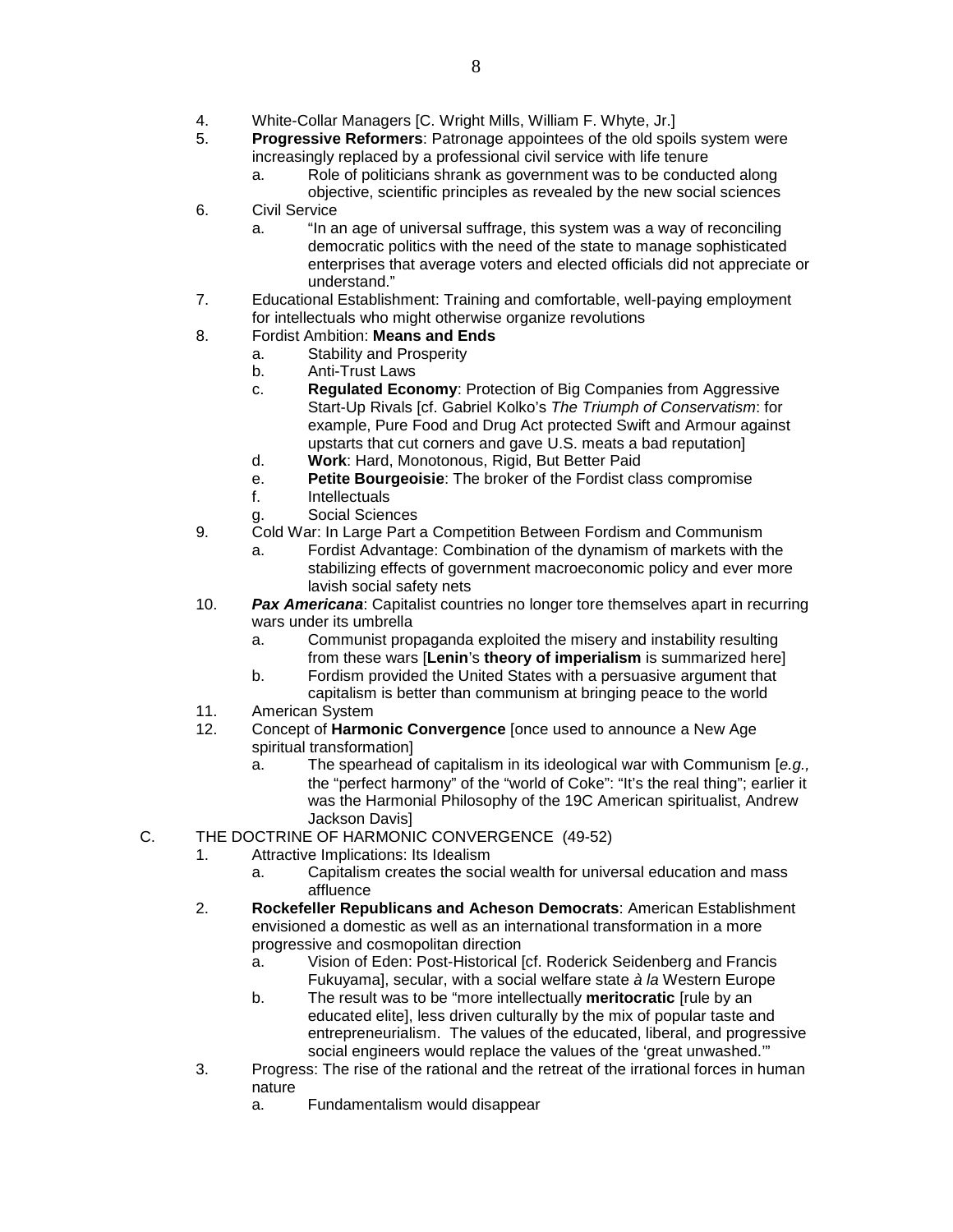4. White-Collar Managers [C. Wright Mills, William F. Whyte, Jr.]
5. **Progressive Reformers**: Patronage appointees of the old spoils system were increasingly replaced by a professional civil service with life tenure
    a. Role of politicians shrank as government was to be conducted along objective, scientific principles as revealed by the new social sciences
6. Civil Service
    a. "In an age of universal suffrage, this system was a way of reconciling democratic politics with the need of the state to manage sophisticated enterprises that average voters and elected officials did not appreciate or understand."
7. Educational Establishment: Training and comfortable, well-paying employment for intellectuals who might otherwise organize revolutions
8. Fordist Ambition: **Means and Ends**
    a. Stability and Prosperity
    b. Anti-Trust Laws
    c. **Regulated Economy**: Protection of Big Companies from Aggressive Start-Up Rivals [cf. Gabriel Kolko's *The Triumph of Conservatism*: for example, Pure Food and Drug Act protected Swift and Armour against upstarts that cut corners and gave U.S. meats a bad reputation]
    d. **Work**: Hard, Monotonous, Rigid, But Better Paid
    e. **Petite Bourgeoisie**: The broker of the Fordist class compromise
    f. Intellectuals
    g. Social Sciences
9. Cold War: In Large Part a Competition Between Fordism and Communism
    a. Fordist Advantage: Combination of the dynamism of markets with the stabilizing effects of government macroeconomic policy and ever more lavish social safety nets
10. ***Pax Americana***: Capitalist countries no longer tore themselves apart in recurring wars under its umbrella
    a. Communist propaganda exploited the misery and instability resulting from these wars [**Lenin**'s **theory of imperialism** is summarized here]
    b. Fordism provided the United States with a persuasive argument that capitalism is better than communism at bringing peace to the world
11. American System
12. Concept of **Harmonic Convergence** [once used to announce a New Age spiritual transformation]
    a. The spearhead of capitalism in its ideological war with Communism [*e.g.,* the "perfect harmony" of the "world of Coke": "It's the real thing"; earlier it was the Harmonial Philosophy of the 19C American spiritualist, Andrew Jackson Davis]

C. THE DOCTRINE OF HARMONIC CONVERGENCE (49-52)

1. Attractive Implications: Its Idealism
    a. Capitalism creates the social wealth for universal education and mass affluence
2. **Rockefeller Republicans and Acheson Democrats**: American Establishment envisioned a domestic as well as an international transformation in a more progressive and cosmopolitan direction
    a. Vision of Eden: Post-Historical [cf. Roderick Seidenberg and Francis Fukuyama], secular, with a social welfare state *à la* Western Europe
    b. The result was to be "more intellectually **meritocratic** [rule by an educated elite], less driven culturally by the mix of popular taste and entrepreneurialism. The values of the educated, liberal, and progressive social engineers would replace the values of the 'great unwashed.'"
3. Progress: The rise of the rational and the retreat of the irrational forces in human nature
    a. Fundamentalism would disappear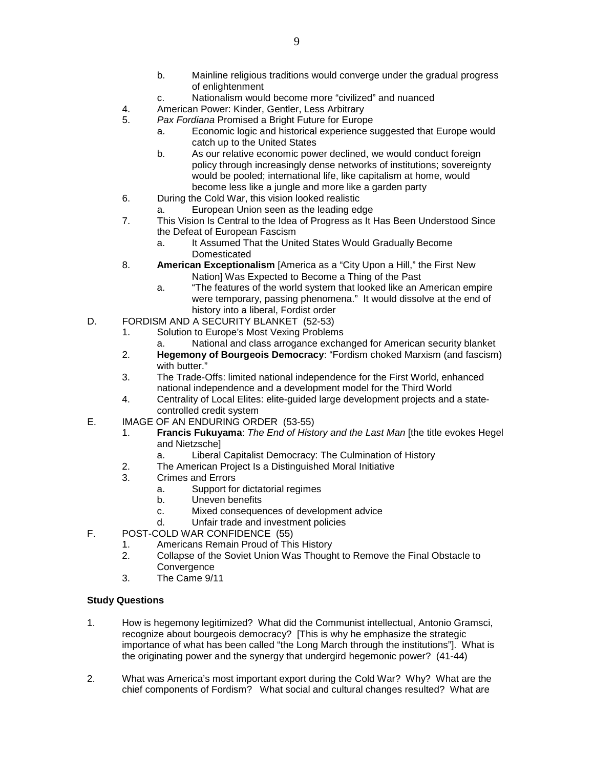b. Mainline religious traditions would converge under the gradual progress of enlightenment
   c. Nationalism would become more "civilized" and nuanced
4. American Power: Kinder, Gentler, Less Arbitrary
5. *Pax Fordiana* Promised a Bright Future for Europe
   a. Economic logic and historical experience suggested that Europe would catch up to the United States
   b. As our relative economic power declined, we would conduct foreign policy through increasingly dense networks of institutions; sovereignty would be pooled; international life, like capitalism at home, would become less like a jungle and more like a garden party
6. During the Cold War, this vision looked realistic
   a. European Union seen as the leading edge
7. This Vision Is Central to the Idea of Progress as It Has Been Understood Since the Defeat of European Fascism
   a. It Assumed That the United States Would Gradually Become Domesticated
8. **American Exceptionalism** [America as a "City Upon a Hill," the First New Nation] Was Expected to Become a Thing of the Past
   a. "The features of the world system that looked like an American empire were temporary, passing phenomena." It would dissolve at the end of history into a liberal, Fordist order

D. FORDISM AND A SECURITY BLANKET (52-53)
1. Solution to Europe's Most Vexing Problems
   a. National and class arrogance exchanged for American security blanket
2. **Hegemony of Bourgeois Democracy**: "Fordism choked Marxism (and fascism) with butter."
3. The Trade-Offs: limited national independence for the First World, enhanced national independence and a development model for the Third World
4. Centrality of Local Elites: elite-guided large development projects and a state-controlled credit system

E. IMAGE OF AN ENDURING ORDER (53-55)
1. **Francis Fukuyama**: *The End of History and the Last Man* [the title evokes Hegel and Nietzsche]
   a. Liberal Capitalist Democracy: The Culmination of History
2. The American Project Is a Distinguished Moral Initiative
3. Crimes and Errors
   a. Support for dictatorial regimes
   b. Uneven benefits
   c. Mixed consequences of development advice
   d. Unfair trade and investment policies

F. POST-COLD WAR CONFIDENCE (55)
1. Americans Remain Proud of This History
2. Collapse of the Soviet Union Was Thought to Remove the Final Obstacle to Convergence
3. The Came 9/11

**Study Questions**

1. How is hegemony legitimized? What did the Communist intellectual, Antonio Gramsci, recognize about bourgeois democracy? [This is why he emphasize the strategic importance of what has been called "the Long March through the institutions"]. What is the originating power and the synergy that undergird hegemonic power? (41-44)

2. What was America's most important export during the Cold War? Why? What are the chief components of Fordism? What social and cultural changes resulted? What are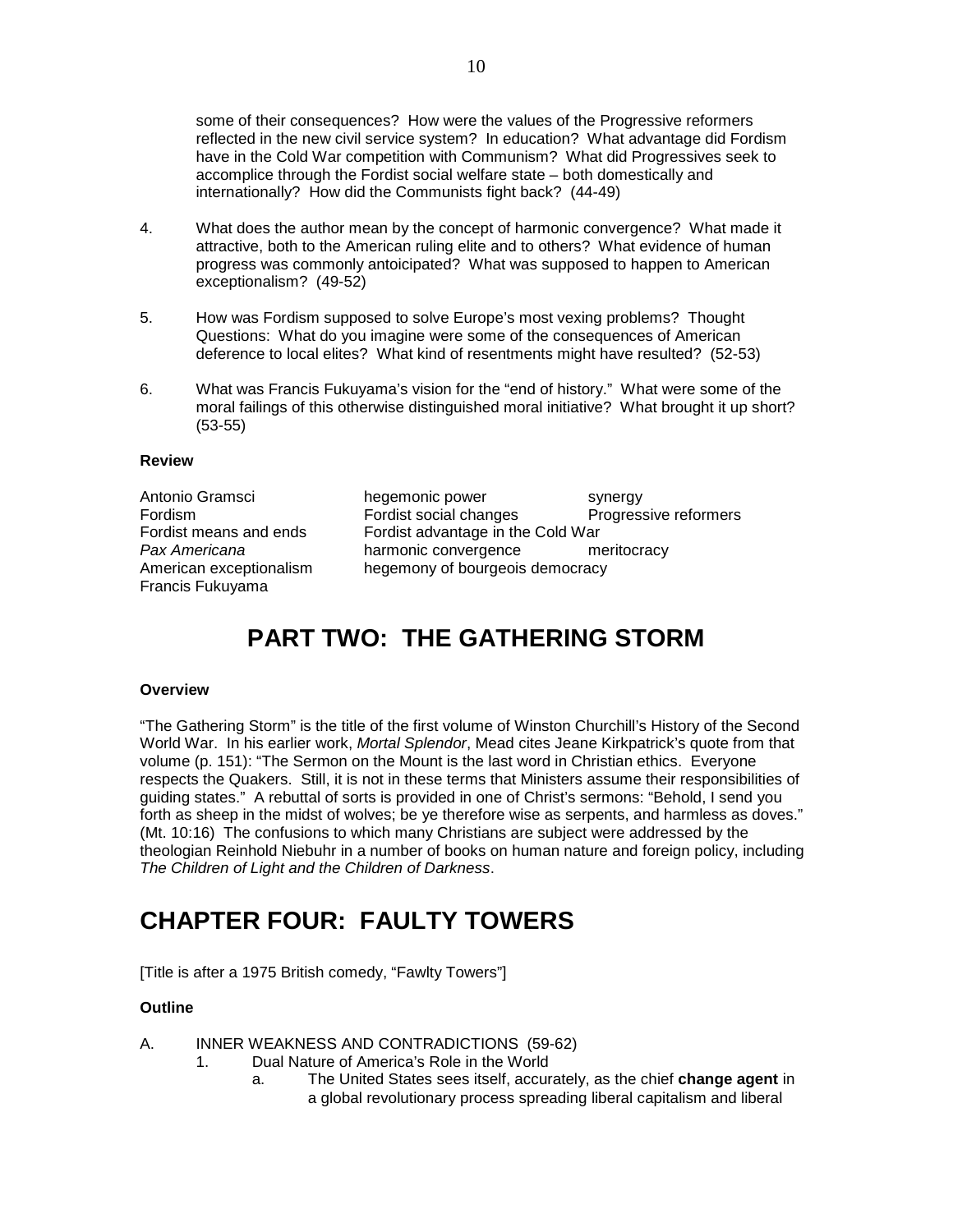some of their consequences? How were the values of the Progressive reformers reflected in the new civil service system? In education? What advantage did Fordism have in the Cold War competition with Communism? What did Progressives seek to accomplice through the Fordist social welfare state – both domestically and internationally? How did the Communists fight back? (44-49)

4. What does the author mean by the concept of harmonic convergence? What made it attractive, both to the American ruling elite and to others? What evidence of human progress was commonly antoicipated? What was supposed to happen to American exceptionalism? (49-52)

5. How was Fordism supposed to solve Europe's most vexing problems? Thought Questions: What do you imagine were some of the consequences of American deference to local elites? What kind of resentments might have resulted? (52-53)

6. What was Francis Fukuyama's vision for the "end of history." What were some of the moral failings of this otherwise distinguished moral initiative? What brought it up short? (53-55)

**Review**

| | | |
|---|---|---|
| Antonio Gramsci | hegemonic power | synergy |
| Fordism | Fordist social changes | Progressive reformers |
| Fordist means and ends | Fordist advantage in the Cold War | |
| *Pax Americana* | harmonic convergence | meritocracy |
| American exceptionalism | hegemony of bourgeois democracy | |
| Francis Fukuyama | | |

# PART TWO: THE GATHERING STORM

**Overview**

"The Gathering Storm" is the title of the first volume of Winston Churchill's History of the Second World War. In his earlier work, *Mortal Splendor*, Mead cites Jeane Kirkpatrick's quote from that volume (p. 151): "The Sermon on the Mount is the last word in Christian ethics. Everyone respects the Quakers. Still, it is not in these terms that Ministers assume their responsibilities of guiding states." A rebuttal of sorts is provided in one of Christ's sermons: "Behold, I send you forth as sheep in the midst of wolves; be ye therefore wise as serpents, and harmless as doves." (Mt. 10:16) The confusions to which many Christians are subject were addressed by the theologian Reinhold Niebuhr in a number of books on human nature and foreign policy, including *The Children of Light and the Children of Darkness*.

# CHAPTER FOUR: FAULTY TOWERS

[Title is after a 1975 British comedy, "Fawlty Towers"]

**Outline**

A. INNER WEAKNESS AND CONTRADICTIONS (59-62)
   1. Dual Nature of America's Role in the World
      a. The United States sees itself, accurately, as the chief **change agent** in a global revolutionary process spreading liberal capitalism and liberal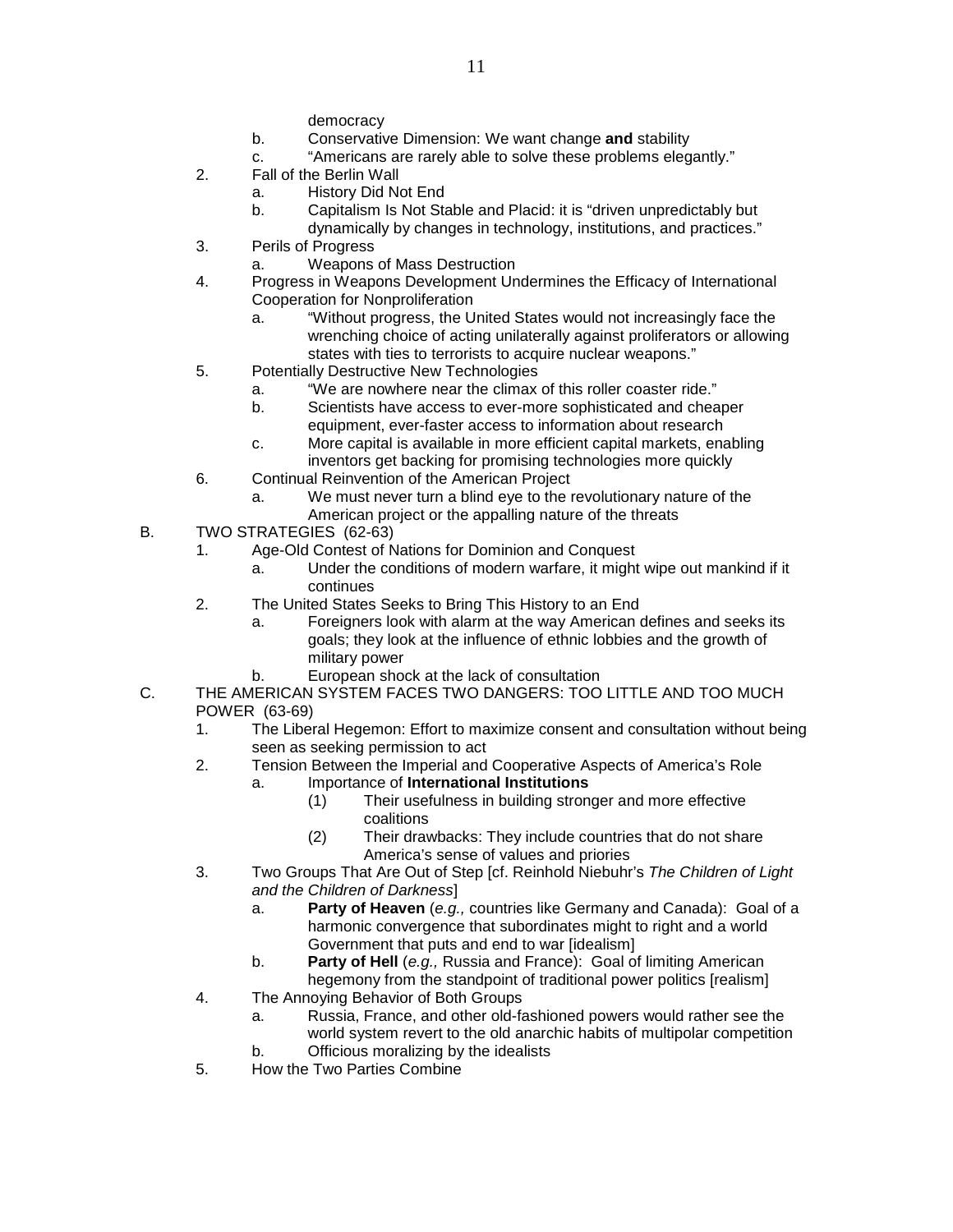democracy

b. Conservative Dimension: We want change **and** stability

c. "Americans are rarely able to solve these problems elegantly."

2. Fall of the Berlin Wall

a. History Did Not End

b. Capitalism Is Not Stable and Placid: it is "driven unpredictably but dynamically by changes in technology, institutions, and practices."

3. Perils of Progress

a. Weapons of Mass Destruction

4. Progress in Weapons Development Undermines the Efficacy of International Cooperation for Nonproliferation

a. "Without progress, the United States would not increasingly face the wrenching choice of acting unilaterally against proliferators or allowing states with ties to terrorists to acquire nuclear weapons."

5. Potentially Destructive New Technologies

a. "We are nowhere near the climax of this roller coaster ride."

b. Scientists have access to ever-more sophisticated and cheaper equipment, ever-faster access to information about research

c. More capital is available in more efficient capital markets, enabling inventors get backing for promising technologies more quickly

6. Continual Reinvention of the American Project

a. We must never turn a blind eye to the revolutionary nature of the American project or the appalling nature of the threats

B. TWO STRATEGIES (62-63)

1. Age-Old Contest of Nations for Dominion and Conquest

a. Under the conditions of modern warfare, it might wipe out mankind if it continues

2. The United States Seeks to Bring This History to an End

a. Foreigners look with alarm at the way American defines and seeks its goals; they look at the influence of ethnic lobbies and the growth of military power

b. European shock at the lack of consultation

C. THE AMERICAN SYSTEM FACES TWO DANGERS: TOO LITTLE AND TOO MUCH POWER (63-69)

1. The Liberal Hegemon: Effort to maximize consent and consultation without being seen as seeking permission to act

2. Tension Between the Imperial and Cooperative Aspects of America's Role

a. Importance of **International Institutions**

(1) Their usefulness in building stronger and more effective coalitions

(2) Their drawbacks: They include countries that do not share America's sense of values and priories

3. Two Groups That Are Out of Step [cf. Reinhold Niebuhr's *The Children of Light and the Children of Darkness*]

a. **Party of Heaven** (*e.g.,* countries like Germany and Canada): Goal of a harmonic convergence that subordinates might to right and a world Government that puts and end to war [idealism]

b. **Party of Hell** (*e.g.,* Russia and France): Goal of limiting American hegemony from the standpoint of traditional power politics [realism]

4. The Annoying Behavior of Both Groups

a. Russia, France, and other old-fashioned powers would rather see the world system revert to the old anarchic habits of multipolar competition

b. Officious moralizing by the idealists

5. How the Two Parties Combine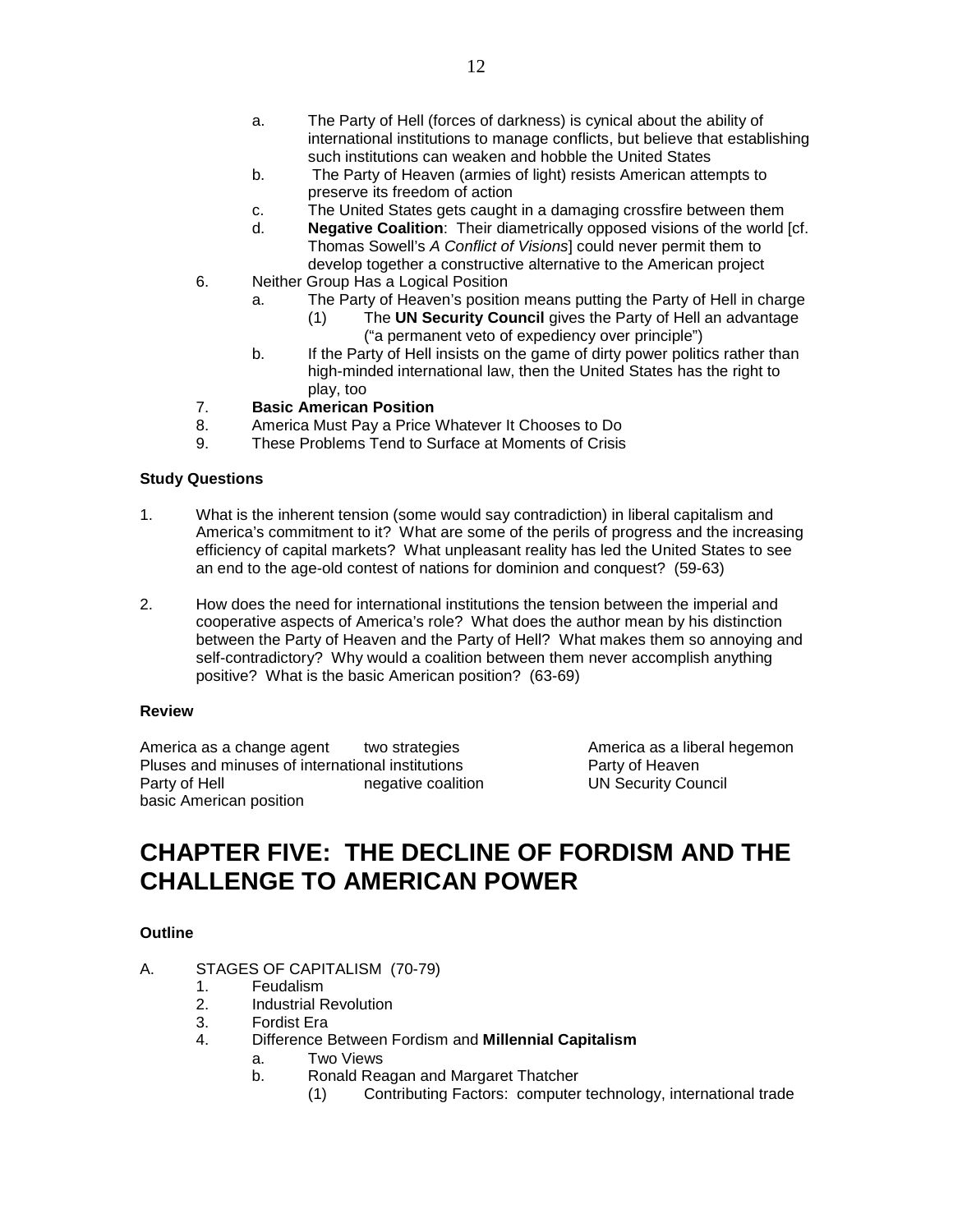a. The Party of Hell (forces of darkness) is cynical about the ability of international institutions to manage conflicts, but believe that establishing such institutions can weaken and hobble the United States
   b. The Party of Heaven (armies of light) resists American attempts to preserve its freedom of action
   c. The United States gets caught in a damaging crossfire between them
   d. **Negative Coalition**: Their diametrically opposed visions of the world [cf. Thomas Sowell's *A Conflict of Visions*] could never permit them to develop together a constructive alternative to the American project
6. Neither Group Has a Logical Position
   a. The Party of Heaven's position means putting the Party of Hell in charge
      (1) The **UN Security Council** gives the Party of Hell an advantage ("a permanent veto of expediency over principle")
   b. If the Party of Hell insists on the game of dirty power politics rather than high-minded international law, then the United States has the right to play, too
7. **Basic American Position**
8. America Must Pay a Price Whatever It Chooses to Do
9. These Problems Tend to Surface at Moments of Crisis

**Study Questions**

1. What is the inherent tension (some would say contradiction) in liberal capitalism and America's commitment to it? What are some of the perils of progress and the increasing efficiency of capital markets? What unpleasant reality has led the United States to see an end to the age-old contest of nations for dominion and conquest? (59-63)

2. How does the need for international institutions the tension between the imperial and cooperative aspects of America's role? What does the author mean by his distinction between the Party of Heaven and the Party of Hell? What makes them so annoying and self-contradictory? Why would a coalition between them never accomplish anything positive? What is the basic American position? (63-69)

**Review**

America as a change agent — two strategies — America as a liberal hegemon
Pluses and minuses of international institutions — Party of Heaven
Party of Hell — negative coalition — UN Security Council
basic American position

# CHAPTER FIVE: THE DECLINE OF FORDISM AND THE CHALLENGE TO AMERICAN POWER

**Outline**

A. STAGES OF CAPITALISM (70-79)
   1. Feudalism
   2. Industrial Revolution
   3. Fordist Era
   4. Difference Between Fordism and **Millennial Capitalism**
      a. Two Views
      b. Ronald Reagan and Margaret Thatcher
         (1) Contributing Factors: computer technology, international trade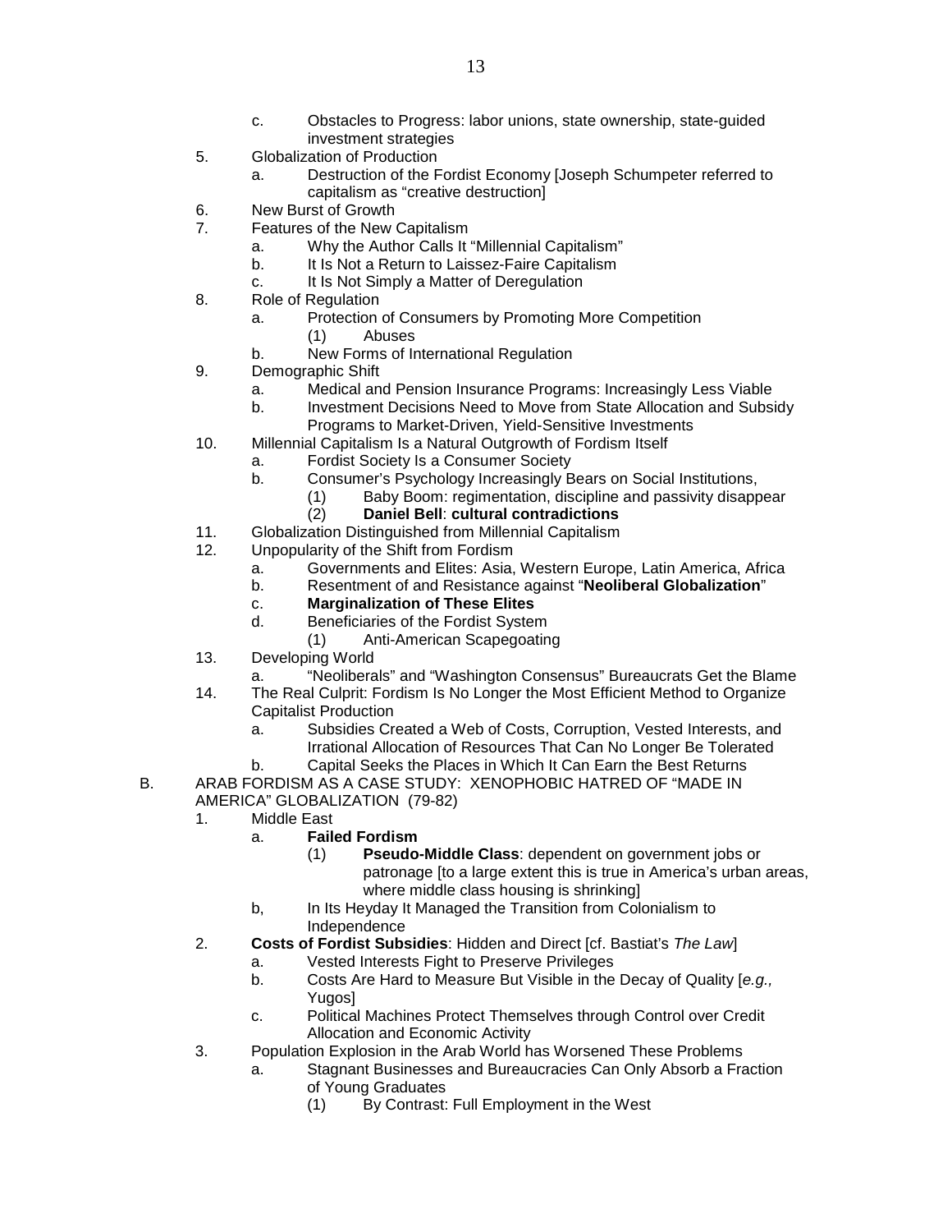- c. Obstacles to Progress: labor unions, state ownership, state-guided investment strategies

5. Globalization of Production
   - a. Destruction of the Fordist Economy [Joseph Schumpeter referred to capitalism as "creative destruction]
6. New Burst of Growth
7. Features of the New Capitalism
   - a. Why the Author Calls It "Millennial Capitalism"
   - b. It Is Not a Return to Laissez-Faire Capitalism
   - c. It Is Not Simply a Matter of Deregulation
8. Role of Regulation
   - a. Protection of Consumers by Promoting More Competition
     - (1) Abuses
   - b. New Forms of International Regulation
9. Demographic Shift
   - a. Medical and Pension Insurance Programs: Increasingly Less Viable
   - b. Investment Decisions Need to Move from State Allocation and Subsidy Programs to Market-Driven, Yield-Sensitive Investments
10. Millennial Capitalism Is a Natural Outgrowth of Fordism Itself
    - a. Fordist Society Is a Consumer Society
    - b. Consumer's Psychology Increasingly Bears on Social Institutions,
      - (1) Baby Boom: regimentation, discipline and passivity disappear
      - (2) **Daniel Bell**: **cultural contradictions**
11. Globalization Distinguished from Millennial Capitalism
12. Unpopularity of the Shift from Fordism
    - a. Governments and Elites: Asia, Western Europe, Latin America, Africa
    - b. Resentment of and Resistance against "**Neoliberal Globalization**"
    - c. **Marginalization of These Elites**
    - d. Beneficiaries of the Fordist System
      - (1) Anti-American Scapegoating
13. Developing World
    - a. "Neoliberals" and "Washington Consensus" Bureaucrats Get the Blame
14. The Real Culprit: Fordism Is No Longer the Most Efficient Method to Organize Capitalist Production
    - a. Subsidies Created a Web of Costs, Corruption, Vested Interests, and Irrational Allocation of Resources That Can No Longer Be Tolerated
    - b. Capital Seeks the Places in Which It Can Earn the Best Returns

B. ARAB FORDISM AS A CASE STUDY: XENOPHOBIC HATRED OF "MADE IN AMERICA" GLOBALIZATION (79-82)

1. Middle East
   - a. **Failed Fordism**
     - (1) **Pseudo-Middle Class**: dependent on government jobs or patronage [to a large extent this is true in America's urban areas, where middle class housing is shrinking]
   - b, In Its Heyday It Managed the Transition from Colonialism to Independence
2. **Costs of Fordist Subsidies**: Hidden and Direct [cf. Bastiat's *The Law*]
   - a. Vested Interests Fight to Preserve Privileges
   - b. Costs Are Hard to Measure But Visible in the Decay of Quality [*e.g.,* Yugos]
   - c. Political Machines Protect Themselves through Control over Credit Allocation and Economic Activity
3. Population Explosion in the Arab World has Worsened These Problems
   - a. Stagnant Businesses and Bureaucracies Can Only Absorb a Fraction of Young Graduates
     - (1) By Contrast: Full Employment in the West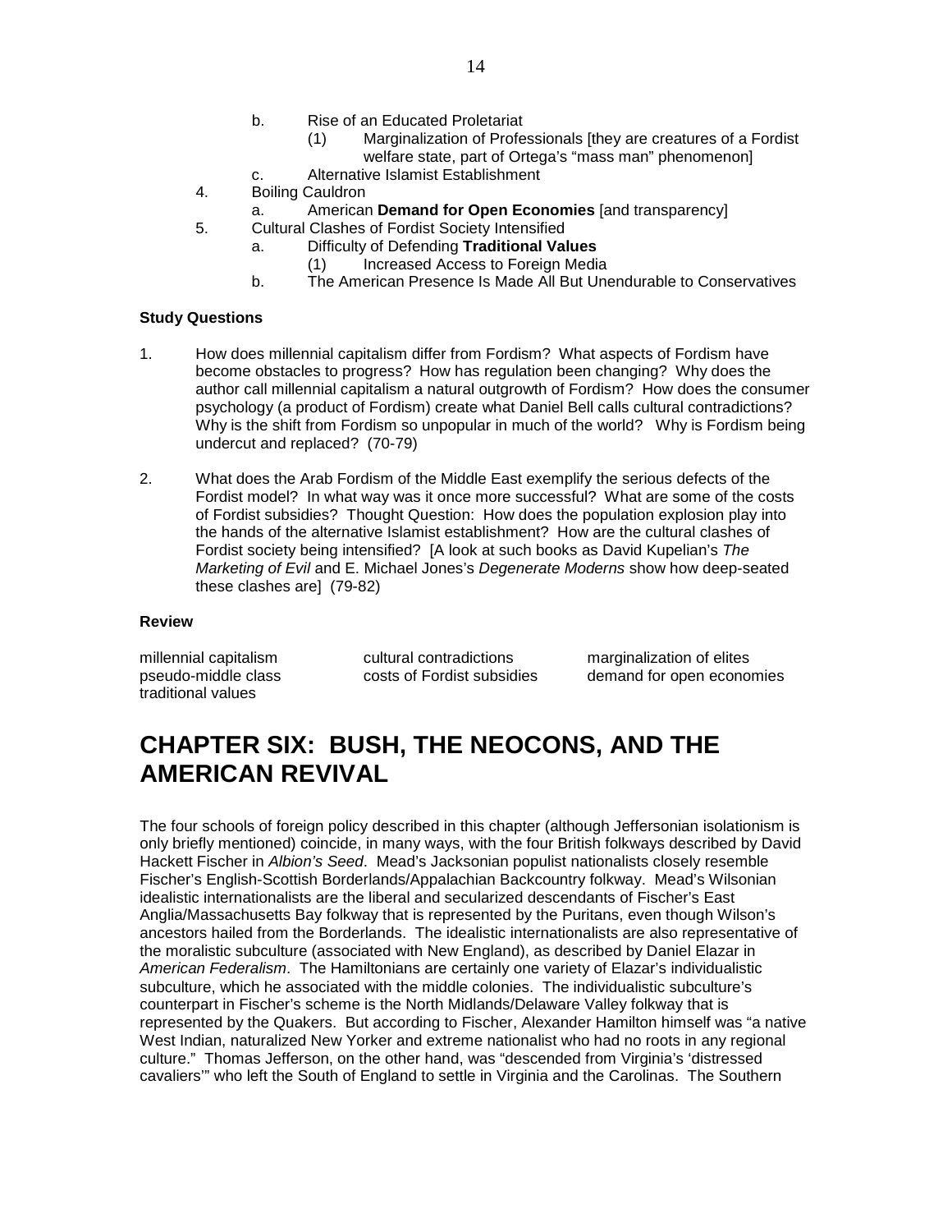b. Rise of an Educated Proletariat
      (1) Marginalization of Professionals [they are creatures of a Fordist welfare state, part of Ortega's "mass man" phenomenon]
   c. Alternative Islamist Establishment
4. Boiling Cauldron
   a. American **Demand for Open Economies** [and transparency]
5. Cultural Clashes of Fordist Society Intensified
   a. Difficulty of Defending **Traditional Values**
      (1) Increased Access to Foreign Media
   b. The American Presence Is Made All But Unendurable to Conservatives

**Study Questions**

1. How does millennial capitalism differ from Fordism? What aspects of Fordism have become obstacles to progress? How has regulation been changing? Why does the author call millennial capitalism a natural outgrowth of Fordism? How does the consumer psychology (a product of Fordism) create what Daniel Bell calls cultural contradictions? Why is the shift from Fordism so unpopular in much of the world? Why is Fordism being undercut and replaced? (70-79)

2. What does the Arab Fordism of the Middle East exemplify the serious defects of the Fordist model? In what way was it once more successful? What are some of the costs of Fordist subsidies? Thought Question: How does the population explosion play into the hands of the alternative Islamist establishment? How are the cultural clashes of Fordist society being intensified? [A look at such books as David Kupelian's *The Marketing of Evil* and E. Michael Jones's *Degenerate Moderns* show how deep-seated these clashes are] (79-82)

**Review**

| | | |
|---|---|---|
| millennial capitalism | cultural contradictions | marginalization of elites |
| pseudo-middle class | costs of Fordist subsidies | demand for open economies |
| traditional values | | |

# CHAPTER SIX: BUSH, THE NEOCONS, AND THE AMERICAN REVIVAL

The four schools of foreign policy described in this chapter (although Jeffersonian isolationism is only briefly mentioned) coincide, in many ways, with the four British folkways described by David Hackett Fischer in *Albion's Seed*. Mead's Jacksonian populist nationalists closely resemble Fischer's English-Scottish Borderlands/Appalachian Backcountry folkway. Mead's Wilsonian idealistic internationalists are the liberal and secularized descendants of Fischer's East Anglia/Massachusetts Bay folkway that is represented by the Puritans, even though Wilson's ancestors hailed from the Borderlands. The idealistic internationalists are also representative of the moralistic subculture (associated with New England), as described by Daniel Elazar in *American Federalism*. The Hamiltonians are certainly one variety of Elazar's individualistic subculture, which he associated with the middle colonies. The individualistic subculture's counterpart in Fischer's scheme is the North Midlands/Delaware Valley folkway that is represented by the Quakers. But according to Fischer, Alexander Hamilton himself was "a native West Indian, naturalized New Yorker and extreme nationalist who had no roots in any regional culture." Thomas Jefferson, on the other hand, was "descended from Virginia's 'distressed cavaliers'" who left the South of England to settle in Virginia and the Carolinas. The Southern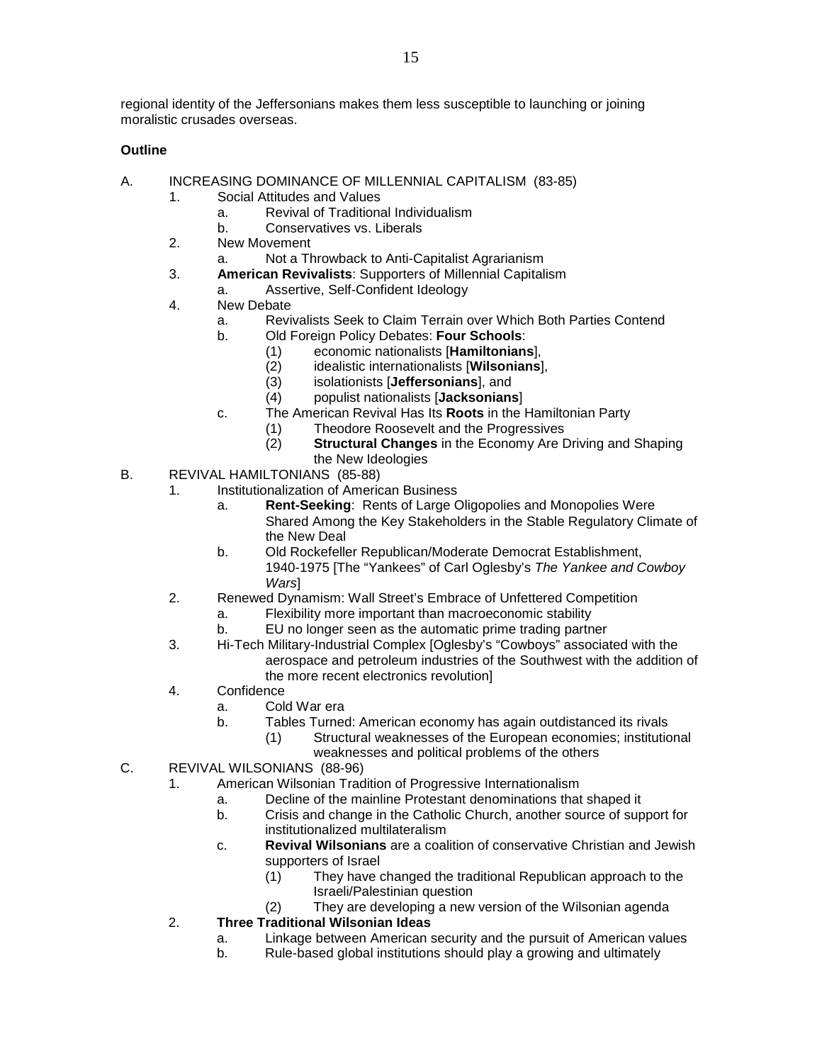regional identity of the Jeffersonians makes them less susceptible to launching or joining moralistic crusades overseas.

**Outline**

A. INCREASING DOMINANCE OF MILLENNIAL CAPITALISM (83-85)
   1. Social Attitudes and Values
      a. Revival of Traditional Individualism
      b. Conservatives vs. Liberals
   2. New Movement
      a. Not a Throwback to Anti-Capitalist Agrarianism
   3. **American Revivalists**: Supporters of Millennial Capitalism
      a. Assertive, Self-Confident Ideology
   4. New Debate
      a. Revivalists Seek to Claim Terrain over Which Both Parties Contend
      b. Old Foreign Policy Debates: **Four Schools**:
         (1) economic nationalists [**Hamiltonians**],
         (2) idealistic internationalists [**Wilsonians**],
         (3) isolationists [**Jeffersonians**], and
         (4) populist nationalists [**Jacksonians**]
      c. The American Revival Has Its **Roots** in the Hamiltonian Party
         (1) Theodore Roosevelt and the Progressives
         (2) **Structural Changes** in the Economy Are Driving and Shaping the New Ideologies

B. REVIVAL HAMILTONIANS (85-88)
   1. Institutionalization of American Business
      a. **Rent-Seeking**: Rents of Large Oligopolies and Monopolies Were Shared Among the Key Stakeholders in the Stable Regulatory Climate of the New Deal
      b. Old Rockefeller Republican/Moderate Democrat Establishment, 1940-1975 [The "Yankees" of Carl Oglesby's *The Yankee and Cowboy Wars*]
   2. Renewed Dynamism: Wall Street's Embrace of Unfettered Competition
      a. Flexibility more important than macroeconomic stability
      b. EU no longer seen as the automatic prime trading partner
   3. Hi-Tech Military-Industrial Complex [Oglesby's "Cowboys" associated with the aerospace and petroleum industries of the Southwest with the addition of the more recent electronics revolution]
   4. Confidence
      a. Cold War era
      b. Tables Turned: American economy has again outdistanced its rivals
         (1) Structural weaknesses of the European economies; institutional weaknesses and political problems of the others

C. REVIVAL WILSONIANS (88-96)
   1. American Wilsonian Tradition of Progressive Internationalism
      a. Decline of the mainline Protestant denominations that shaped it
      b. Crisis and change in the Catholic Church, another source of support for institutionalized multilateralism
      c. **Revival Wilsonians** are a coalition of conservative Christian and Jewish supporters of Israel
         (1) They have changed the traditional Republican approach to the Israeli/Palestinian question
         (2) They are developing a new version of the Wilsonian agenda
   2. **Three Traditional Wilsonian Ideas**
      a. Linkage between American security and the pursuit of American values
      b. Rule-based global institutions should play a growing and ultimately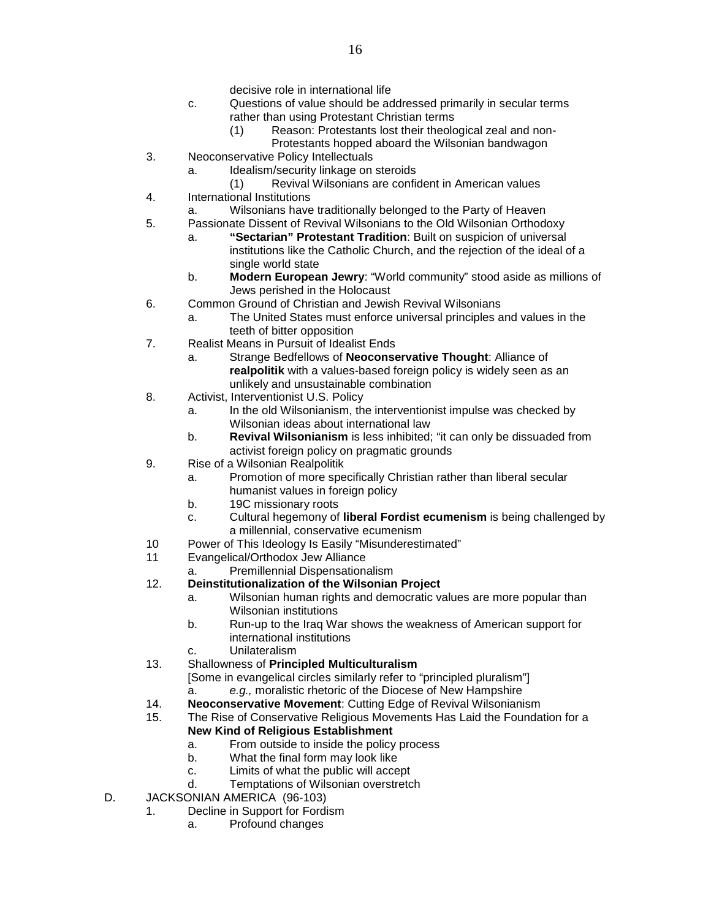decisive role in international life

c. Questions of value should be addressed primarily in secular terms rather than using Protestant Christian terms
    (1) Reason: Protestants lost their theological zeal and non-Protestants hopped aboard the Wilsonian bandwagon

3. Neoconservative Policy Intellectuals
    a. Idealism/security linkage on steroids
        (1) Revival Wilsonians are confident in American values
4. International Institutions
    a. Wilsonians have traditionally belonged to the Party of Heaven
5. Passionate Dissent of Revival Wilsonians to the Old Wilsonian Orthodoxy
    a. **"Sectarian" Protestant Tradition**: Built on suspicion of universal institutions like the Catholic Church, and the rejection of the ideal of a single world state
    b. **Modern European Jewry**: "World community" stood aside as millions of Jews perished in the Holocaust
6. Common Ground of Christian and Jewish Revival Wilsonians
    a. The United States must enforce universal principles and values in the teeth of bitter opposition
7. Realist Means in Pursuit of Idealist Ends
    a. Strange Bedfellows of **Neoconservative Thought**: Alliance of **realpolitik** with a values-based foreign policy is widely seen as an unlikely and unsustainable combination
8. Activist, Interventionist U.S. Policy
    a. In the old Wilsonianism, the interventionist impulse was checked by Wilsonian ideas about international law
    b. **Revival Wilsonianism** is less inhibited; "it can only be dissuaded from activist foreign policy on pragmatic grounds
9. Rise of a Wilsonian Realpolitik
    a. Promotion of more specifically Christian rather than liberal secular humanist values in foreign policy
    b. 19C missionary roots
    c. Cultural hegemony of **liberal Fordist ecumenism** is being challenged by a millennial, conservative ecumenism
10. Power of This Ideology Is Easily "Misunderestimated"
11. Evangelical/Orthodox Jew Alliance
    a. Premillennial Dispensationalism
12. **Deinstitutionalization of the Wilsonian Project**
    a. Wilsonian human rights and democratic values are more popular than Wilsonian institutions
    b. Run-up to the Iraq War shows the weakness of American support for international institutions
    c. Unilateralism
13. Shallowness of **Principled Multiculturalism**
    [Some in evangelical circles similarly refer to "principled pluralism"]
    a. *e.g.,* moralistic rhetoric of the Diocese of New Hampshire
14. **Neoconservative Movement**: Cutting Edge of Revival Wilsonianism
15. The Rise of Conservative Religious Movements Has Laid the Foundation for a **New Kind of Religious Establishment**
    a. From outside to inside the policy process
    b. What the final form may look like
    c. Limits of what the public will accept
    d. Temptations of Wilsonian overstretch

D. JACKSONIAN AMERICA (96-103)

1. Decline in Support for Fordism
    a. Profound changes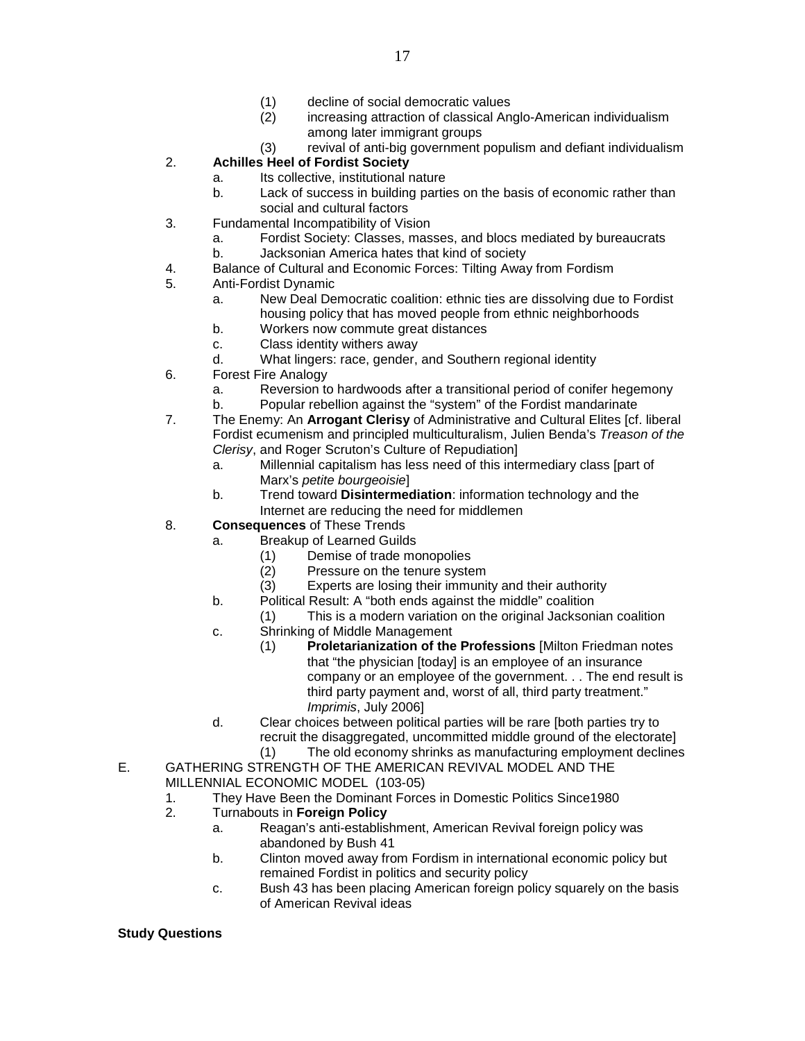(1) decline of social democratic values
            (2) increasing attraction of classical Anglo-American individualism among later immigrant groups
            (3) revival of anti-big government populism and defiant individualism

2. **Achilles Heel of Fordist Society**
    a. Its collective, institutional nature
    b. Lack of success in building parties on the basis of economic rather than social and cultural factors
3. Fundamental Incompatibility of Vision
    a. Fordist Society: Classes, masses, and blocs mediated by bureaucrats
    b. Jacksonian America hates that kind of society
4. Balance of Cultural and Economic Forces: Tilting Away from Fordism
5. Anti-Fordist Dynamic
    a. New Deal Democratic coalition: ethnic ties are dissolving due to Fordist housing policy that has moved people from ethnic neighborhoods
    b. Workers now commute great distances
    c. Class identity withers away
    d. What lingers: race, gender, and Southern regional identity
6. Forest Fire Analogy
    a. Reversion to hardwoods after a transitional period of conifer hegemony
    b. Popular rebellion against the "system" of the Fordist mandarinate
7. The Enemy: An **Arrogant Clerisy** of Administrative and Cultural Elites [cf. liberal Fordist ecumenism and principled multiculturalism, Julien Benda's *Treason of the Clerisy*, and Roger Scruton's Culture of Repudiation]
    a. Millennial capitalism has less need of this intermediary class [part of Marx's *petite bourgeoisie*]
    b. Trend toward **Disintermediation**: information technology and the Internet are reducing the need for middlemen
8. **Consequences** of These Trends
    a. Breakup of Learned Guilds
        (1) Demise of trade monopolies
        (2) Pressure on the tenure system
        (3) Experts are losing their immunity and their authority
    b. Political Result: A "both ends against the middle" coalition
        (1) This is a modern variation on the original Jacksonian coalition
    c. Shrinking of Middle Management
        (1) **Proletarianization of the Professions** [Milton Friedman notes that "the physician [today] is an employee of an insurance company or an employee of the government. . . The end result is third party payment and, worst of all, third party treatment." *Imprimis*, July 2006]
    d. Clear choices between political parties will be rare [both parties try to recruit the disaggregated, uncommitted middle ground of the electorate]
        (1) The old economy shrinks as manufacturing employment declines

E. GATHERING STRENGTH OF THE AMERICAN REVIVAL MODEL AND THE MILLENNIAL ECONOMIC MODEL (103-05)
1. They Have Been the Dominant Forces in Domestic Politics Since1980
2. Turnabouts in **Foreign Policy**
    a. Reagan's anti-establishment, American Revival foreign policy was abandoned by Bush 41
    b. Clinton moved away from Fordism in international economic policy but remained Fordist in politics and security policy
    c. Bush 43 has been placing American foreign policy squarely on the basis of American Revival ideas

**Study Questions**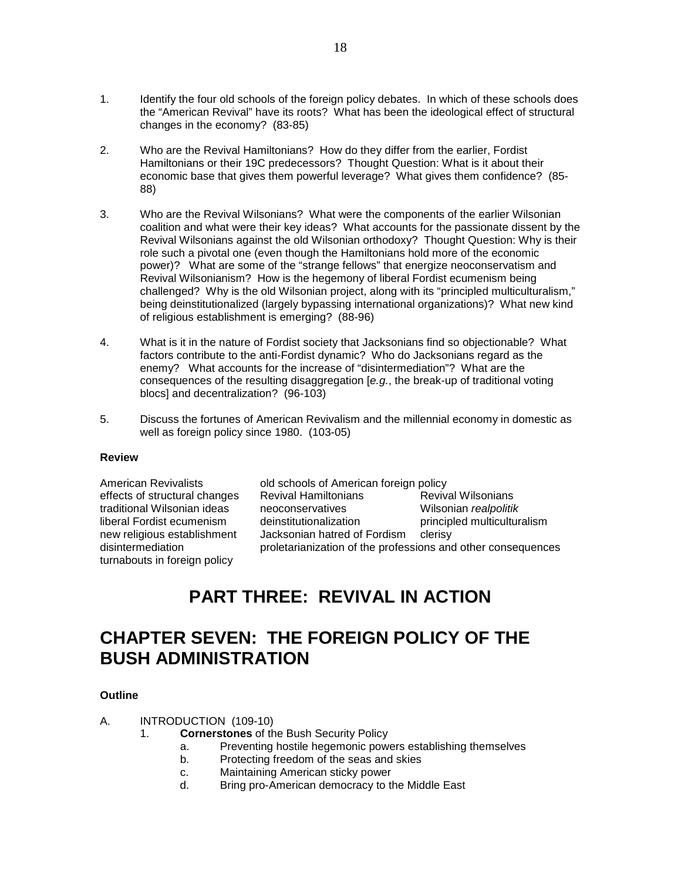1. Identify the four old schools of the foreign policy debates. In which of these schools does the "American Revival" have its roots? What has been the ideological effect of structural changes in the economy? (83-85)

2. Who are the Revival Hamiltonians? How do they differ from the earlier, Fordist Hamiltonians or their 19C predecessors? Thought Question: What is it about their economic base that gives them powerful leverage? What gives them confidence? (85-88)

3. Who are the Revival Wilsonians? What were the components of the earlier Wilsonian coalition and what were their key ideas? What accounts for the passionate dissent by the Revival Wilsonians against the old Wilsonian orthodoxy? Thought Question: Why is their role such a pivotal one (even though the Hamiltonians hold more of the economic power)? What are some of the "strange fellows" that energize neoconservatism and Revival Wilsonianism? How is the hegemony of liberal Fordist ecumenism being challenged? Why is the old Wilsonian project, along with its "principled multiculturalism," being deinstitutionalized (largely bypassing international organizations)? What new kind of religious establishment is emerging? (88-96)

4. What is it in the nature of Fordist society that Jacksonians find so objectionable? What factors contribute to the anti-Fordist dynamic? Who do Jacksonians regard as the enemy? What accounts for the increase of "disintermediation"? What are the consequences of the resulting disaggregation [*e.g.*, the break-up of traditional voting blocs] and decentralization? (96-103)

5. Discuss the fortunes of American Revivalism and the millennial economy in domestic as well as foreign policy since 1980. (103-05)

**Review**

| | | |
|---|---|---|
| American Revivalists | old schools of American foreign policy | |
| effects of structural changes | Revival Hamiltonians | Revival Wilsonians |
| traditional Wilsonian ideas | neoconservatives | Wilsonian *realpolitik* |
| liberal Fordist ecumenism | deinstitutionalization | principled multiculturalism |
| new religious establishment | Jacksonian hatred of Fordism | clerisy |
| disintermediation | proletarianization of the professions and other consequences | |
| turnabouts in foreign policy | | |

# PART THREE: REVIVAL IN ACTION

# CHAPTER SEVEN: THE FOREIGN POLICY OF THE BUSH ADMINISTRATION

**Outline**

A. INTRODUCTION (109-10)
   1. **Cornerstones** of the Bush Security Policy
      a. Preventing hostile hegemonic powers establishing themselves
      b. Protecting freedom of the seas and skies
      c. Maintaining American sticky power
      d. Bring pro-American democracy to the Middle East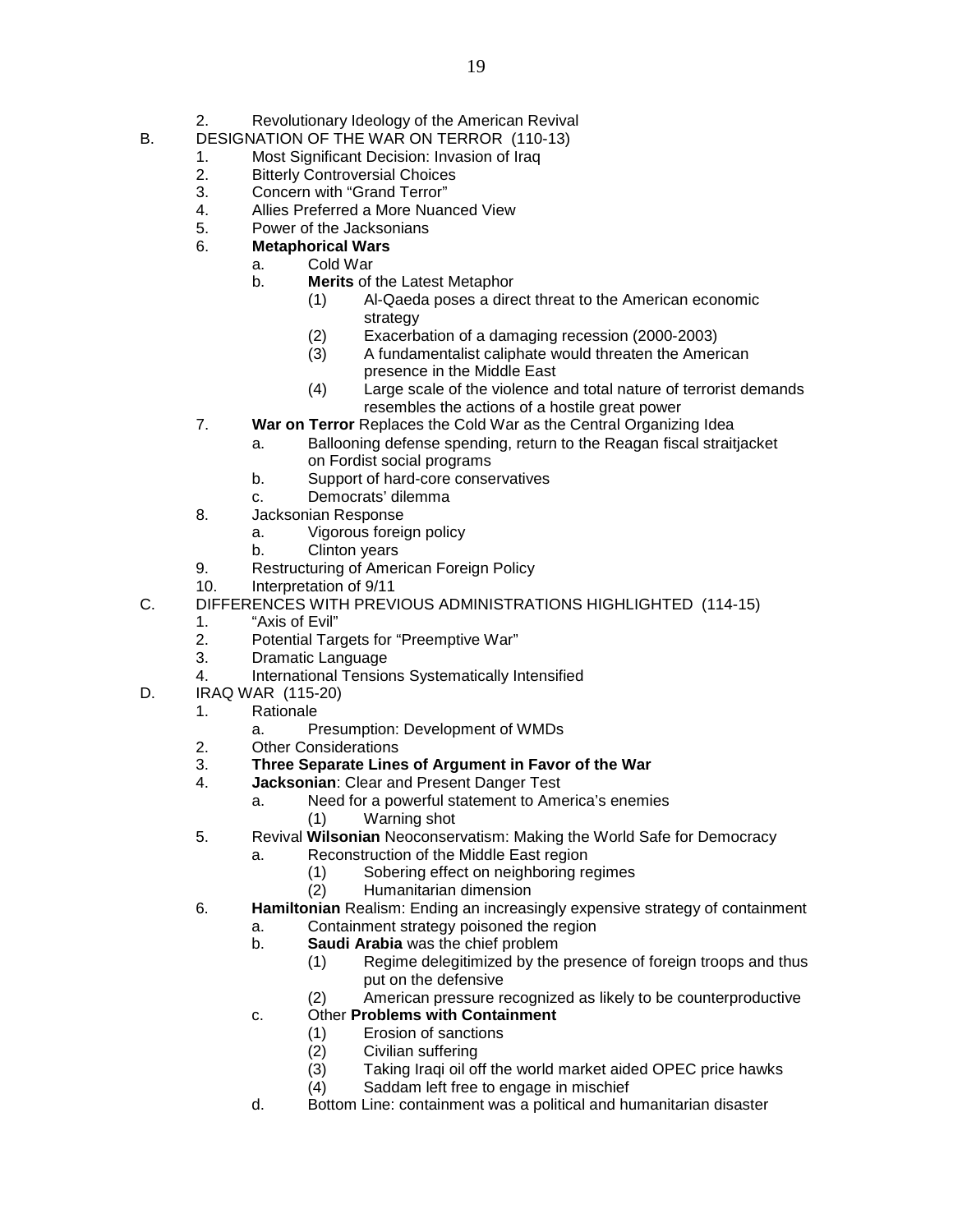2. Revolutionary Ideology of the American Revival

B. DESIGNATION OF THE WAR ON TERROR (110-13)
   1. Most Significant Decision: Invasion of Iraq
   2. Bitterly Controversial Choices
   3. Concern with "Grand Terror"
   4. Allies Preferred a More Nuanced View
   5. Power of the Jacksonians
   6. **Metaphorical Wars**
      a. Cold War
      b. **Merits** of the Latest Metaphor
         (1) Al-Qaeda poses a direct threat to the American economic strategy
         (2) Exacerbation of a damaging recession (2000-2003)
         (3) A fundamentalist caliphate would threaten the American presence in the Middle East
         (4) Large scale of the violence and total nature of terrorist demands resembles the actions of a hostile great power
   7. **War on Terror** Replaces the Cold War as the Central Organizing Idea
      a. Ballooning defense spending, return to the Reagan fiscal straitjacket on Fordist social programs
      b. Support of hard-core conservatives
      c. Democrats' dilemma
   8. Jacksonian Response
      a. Vigorous foreign policy
      b. Clinton years
   9. Restructuring of American Foreign Policy
   10. Interpretation of 9/11

C. DIFFERENCES WITH PREVIOUS ADMINISTRATIONS HIGHLIGHTED (114-15)
   1. "Axis of Evil"
   2. Potential Targets for "Preemptive War"
   3. Dramatic Language
   4. International Tensions Systematically Intensified

D. IRAQ WAR (115-20)
   1. Rationale
      a. Presumption: Development of WMDs
   2. Other Considerations
   3. **Three Separate Lines of Argument in Favor of the War**
   4. **Jacksonian**: Clear and Present Danger Test
      a. Need for a powerful statement to America's enemies
         (1) Warning shot
   5. Revival **Wilsonian** Neoconservatism: Making the World Safe for Democracy
      a. Reconstruction of the Middle East region
         (1) Sobering effect on neighboring regimes
         (2) Humanitarian dimension
   6. **Hamiltonian** Realism: Ending an increasingly expensive strategy of containment
      a. Containment strategy poisoned the region
      b. **Saudi Arabia** was the chief problem
         (1) Regime delegitimized by the presence of foreign troops and thus put on the defensive
         (2) American pressure recognized as likely to be counterproductive
      c. Other **Problems with Containment**
         (1) Erosion of sanctions
         (2) Civilian suffering
         (3) Taking Iraqi oil off the world market aided OPEC price hawks
         (4) Saddam left free to engage in mischief
      d. Bottom Line: containment was a political and humanitarian disaster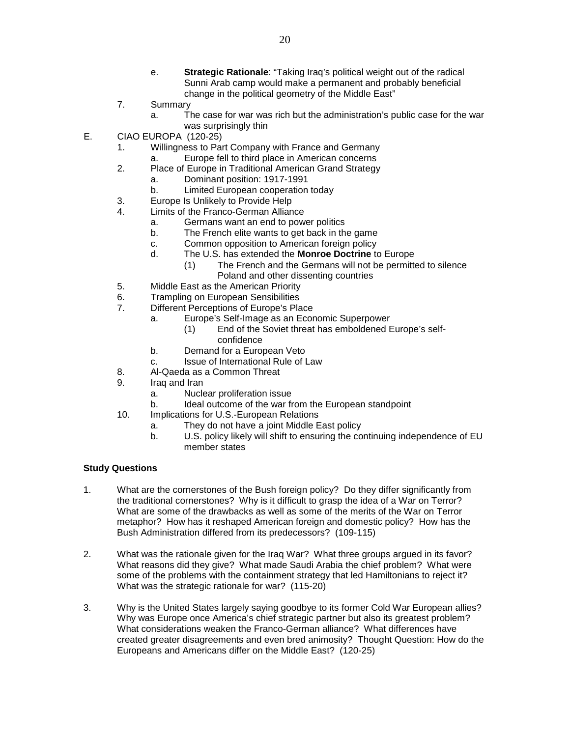e. **Strategic Rationale**: "Taking Iraq's political weight out of the radical Sunni Arab camp would make a permanent and probably beneficial change in the political geometry of the Middle East"

7. Summary
   a. The case for war was rich but the administration's public case for the war was surprisingly thin

E. CIAO EUROPA (120-25)

1. Willingness to Part Company with France and Germany
   a. Europe fell to third place in American concerns
2. Place of Europe in Traditional American Grand Strategy
   a. Dominant position: 1917-1991
   b. Limited European cooperation today
3. Europe Is Unlikely to Provide Help
4. Limits of the Franco-German Alliance
   a. Germans want an end to power politics
   b. The French elite wants to get back in the game
   c. Common opposition to American foreign policy
   d. The U.S. has extended the **Monroe Doctrine** to Europe
      (1) The French and the Germans will not be permitted to silence Poland and other dissenting countries
5. Middle East as the American Priority
6. Trampling on European Sensibilities
7. Different Perceptions of Europe's Place
   a. Europe's Self-Image as an Economic Superpower
      (1) End of the Soviet threat has emboldened Europe's self-confidence
   b. Demand for a European Veto
   c. Issue of International Rule of Law
8. Al-Qaeda as a Common Threat
9. Iraq and Iran
   a. Nuclear proliferation issue
   b. Ideal outcome of the war from the European standpoint
10. Implications for U.S.-European Relations
    a. They do not have a joint Middle East policy
    b. U.S. policy likely will shift to ensuring the continuing independence of EU member states

**Study Questions**

1. What are the cornerstones of the Bush foreign policy? Do they differ significantly from the traditional cornerstones? Why is it difficult to grasp the idea of a War on Terror? What are some of the drawbacks as well as some of the merits of the War on Terror metaphor? How has it reshaped American foreign and domestic policy? How has the Bush Administration differed from its predecessors? (109-115)

2. What was the rationale given for the Iraq War? What three groups argued in its favor? What reasons did they give? What made Saudi Arabia the chief problem? What were some of the problems with the containment strategy that led Hamiltonians to reject it? What was the strategic rationale for war? (115-20)

3. Why is the United States largely saying goodbye to its former Cold War European allies? Why was Europe once America's chief strategic partner but also its greatest problem? What considerations weaken the Franco-German alliance? What differences have created greater disagreements and even bred animosity? Thought Question: How do the Europeans and Americans differ on the Middle East? (120-25)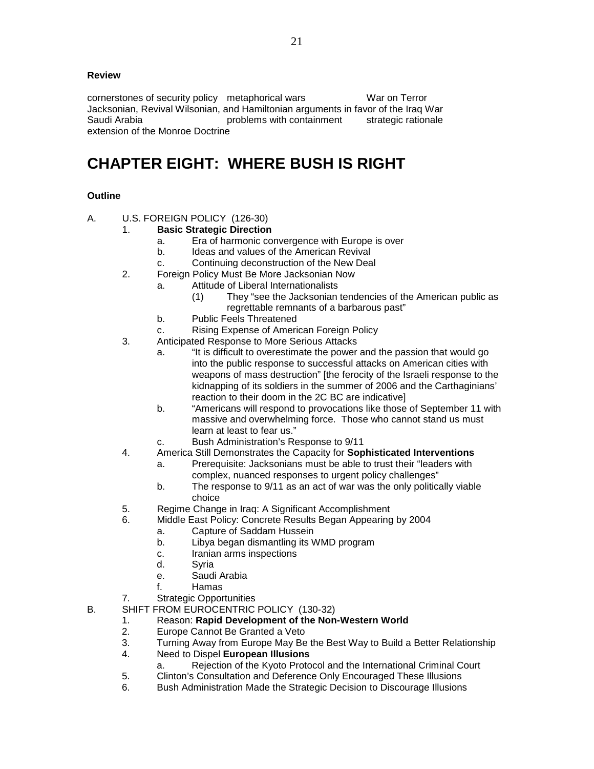**Review**

cornerstones of security policy metaphorical wars War on Terror
Jacksonian, Revival Wilsonian, and Hamiltonian arguments in favor of the Iraq War
Saudi Arabia problems with containment strategic rationale
extension of the Monroe Doctrine

# CHAPTER EIGHT: WHERE BUSH IS RIGHT

**Outline**

A. U.S. FOREIGN POLICY (126-30)
   1. **Basic Strategic Direction**
      a. Era of harmonic convergence with Europe is over
      b. Ideas and values of the American Revival
      c. Continuing deconstruction of the New Deal
   2. Foreign Policy Must Be More Jacksonian Now
      a. Attitude of Liberal Internationalists
         (1) They "see the Jacksonian tendencies of the American public as regrettable remnants of a barbarous past"
      b. Public Feels Threatened
      c. Rising Expense of American Foreign Policy
   3. Anticipated Response to More Serious Attacks
      a. "It is difficult to overestimate the power and the passion that would go into the public response to successful attacks on American cities with weapons of mass destruction" [the ferocity of the Israeli response to the kidnapping of its soldiers in the summer of 2006 and the Carthaginians' reaction to their doom in the 2C BC are indicative]
      b. "Americans will respond to provocations like those of September 11 with massive and overwhelming force. Those who cannot stand us must learn at least to fear us."
      c. Bush Administration's Response to 9/11
   4. America Still Demonstrates the Capacity for **Sophisticated Interventions**
      a. Prerequisite: Jacksonians must be able to trust their "leaders with complex, nuanced responses to urgent policy challenges"
      b. The response to 9/11 as an act of war was the only politically viable choice
   5. Regime Change in Iraq: A Significant Accomplishment
   6. Middle East Policy: Concrete Results Began Appearing by 2004
      a. Capture of Saddam Hussein
      b. Libya began dismantling its WMD program
      c. Iranian arms inspections
      d. Syria
      e. Saudi Arabia
      f. Hamas
   7. Strategic Opportunities

B. SHIFT FROM EUROCENTRIC POLICY (130-32)
   1. Reason: **Rapid Development of the Non-Western World**
   2. Europe Cannot Be Granted a Veto
   3. Turning Away from Europe May Be the Best Way to Build a Better Relationship
   4. Need to Dispel **European Illusions**
      a. Rejection of the Kyoto Protocol and the International Criminal Court
   5. Clinton's Consultation and Deference Only Encouraged These Illusions
   6. Bush Administration Made the Strategic Decision to Discourage Illusions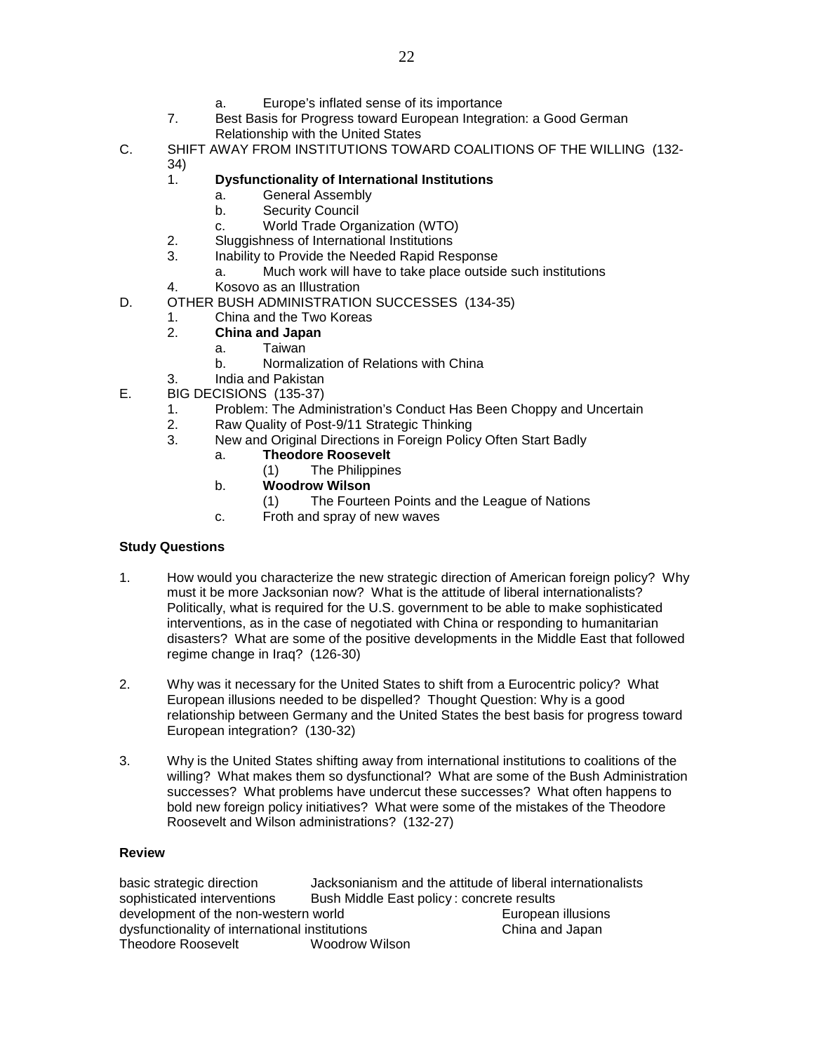a. Europe's inflated sense of its importance

7. Best Basis for Progress toward European Integration: a Good German Relationship with the United States

C. SHIFT AWAY FROM INSTITUTIONS TOWARD COALITIONS OF THE WILLING (132-34)

1. **Dysfunctionality of International Institutions**
    a. General Assembly
    b. Security Council
    c. World Trade Organization (WTO)
2. Sluggishness of International Institutions
3. Inability to Provide the Needed Rapid Response
    a. Much work will have to take place outside such institutions
4. Kosovo as an Illustration

D. OTHER BUSH ADMINISTRATION SUCCESSES (134-35)

1. China and the Two Koreas
2. **China and Japan**
    a. Taiwan
    b. Normalization of Relations with China
3. India and Pakistan

E. BIG DECISIONS (135-37)

1. Problem: The Administration's Conduct Has Been Choppy and Uncertain
2. Raw Quality of Post-9/11 Strategic Thinking
3. New and Original Directions in Foreign Policy Often Start Badly
    a. **Theodore Roosevelt**
        (1) The Philippines
    b. **Woodrow Wilson**
        (1) The Fourteen Points and the League of Nations
    c. Froth and spray of new waves

**Study Questions**

1. How would you characterize the new strategic direction of American foreign policy? Why must it be more Jacksonian now? What is the attitude of liberal internationalists? Politically, what is required for the U.S. government to be able to make sophisticated interventions, as in the case of negotiated with China or responding to humanitarian disasters? What are some of the positive developments in the Middle East that followed regime change in Iraq? (126-30)

2. Why was it necessary for the United States to shift from a Eurocentric policy? What European illusions needed to be dispelled? Thought Question: Why is a good relationship between Germany and the United States the best basis for progress toward European integration? (130-32)

3. Why is the United States shifting away from international institutions to coalitions of the willing? What makes them so dysfunctional? What are some of the Bush Administration successes? What problems have undercut these successes? What often happens to bold new foreign policy initiatives? What were some of the mistakes of the Theodore Roosevelt and Wilson administrations? (132-27)

**Review**

basic strategic direction — Jacksonianism and the attitude of liberal internationalists
sophisticated interventions — Bush Middle East policy : concrete results
development of the non-western world — European illusions
dysfunctionality of international institutions — China and Japan
Theodore Roosevelt — Woodrow Wilson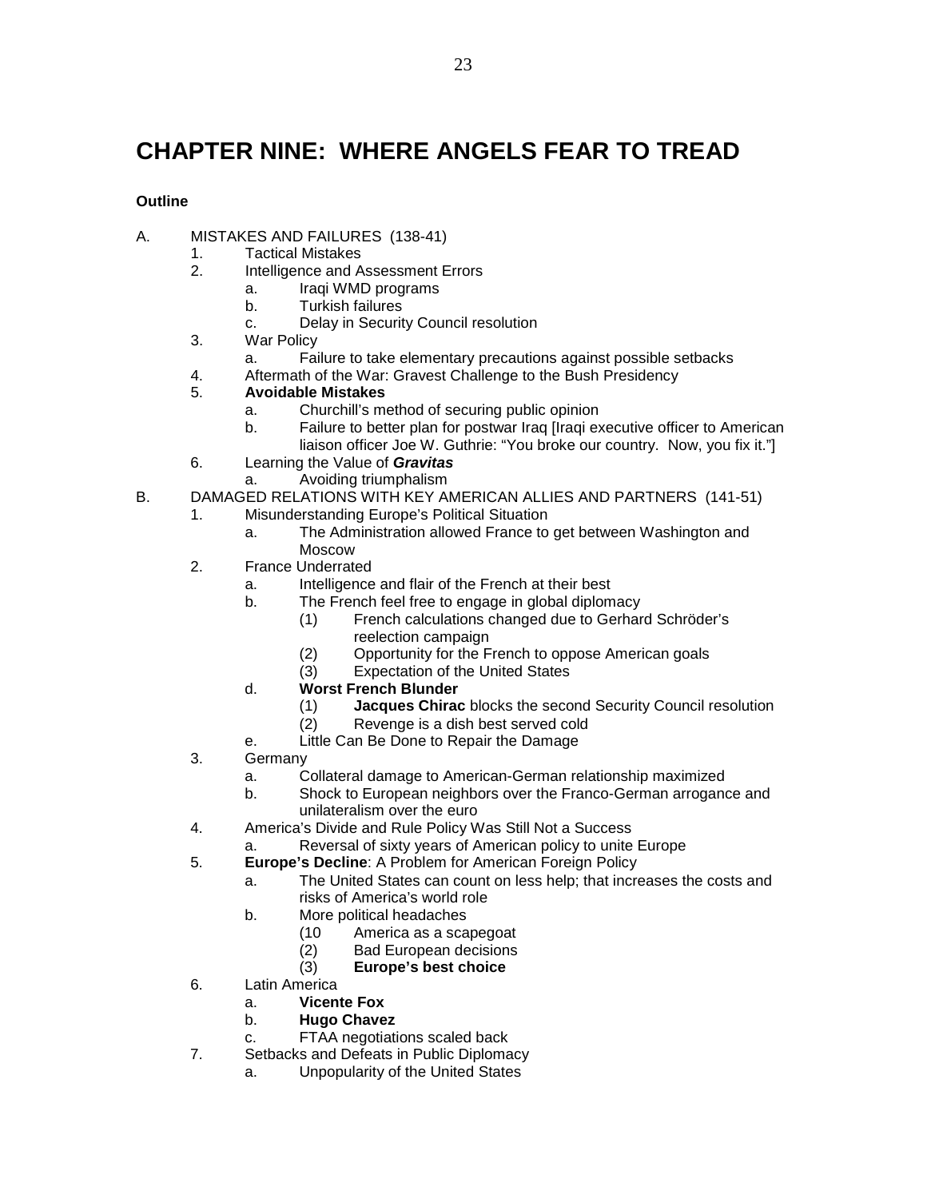# CHAPTER NINE: WHERE ANGELS FEAR TO TREAD

**Outline**

A. MISTAKES AND FAILURES (138-41)
   1. Tactical Mistakes
   2. Intelligence and Assessment Errors
      a. Iraqi WMD programs
      b. Turkish failures
      c. Delay in Security Council resolution
   3. War Policy
      a. Failure to take elementary precautions against possible setbacks
   4. Aftermath of the War: Gravest Challenge to the Bush Presidency
   5. **Avoidable Mistakes**
      a. Churchill's method of securing public opinion
      b. Failure to better plan for postwar Iraq [Iraqi executive officer to American liaison officer Joe W. Guthrie: "You broke our country. Now, you fix it."]
   6. Learning the Value of ***Gravitas***
      a. Avoiding triumphalism

B. DAMAGED RELATIONS WITH KEY AMERICAN ALLIES AND PARTNERS (141-51)
   1. Misunderstanding Europe's Political Situation
      a. The Administration allowed France to get between Washington and Moscow
   2. France Underrated
      a. Intelligence and flair of the French at their best
      b. The French feel free to engage in global diplomacy
         (1) French calculations changed due to Gerhard Schröder's reelection campaign
         (2) Opportunity for the French to oppose American goals
         (3) Expectation of the United States
      d. **Worst French Blunder**
         (1) **Jacques Chirac** blocks the second Security Council resolution
         (2) Revenge is a dish best served cold
      e. Little Can Be Done to Repair the Damage
   3. Germany
      a. Collateral damage to American-German relationship maximized
      b. Shock to European neighbors over the Franco-German arrogance and unilateralism over the euro
   4. America's Divide and Rule Policy Was Still Not a Success
      a. Reversal of sixty years of American policy to unite Europe
   5. **Europe's Decline**: A Problem for American Foreign Policy
      a. The United States can count on less help; that increases the costs and risks of America's world role
      b. More political headaches
         (10 America as a scapegoat
         (2) Bad European decisions
         (3) **Europe's best choice**
   6. Latin America
      a. **Vicente Fox**
      b. **Hugo Chavez**
      c. FTAA negotiations scaled back
   7. Setbacks and Defeats in Public Diplomacy
      a. Unpopularity of the United States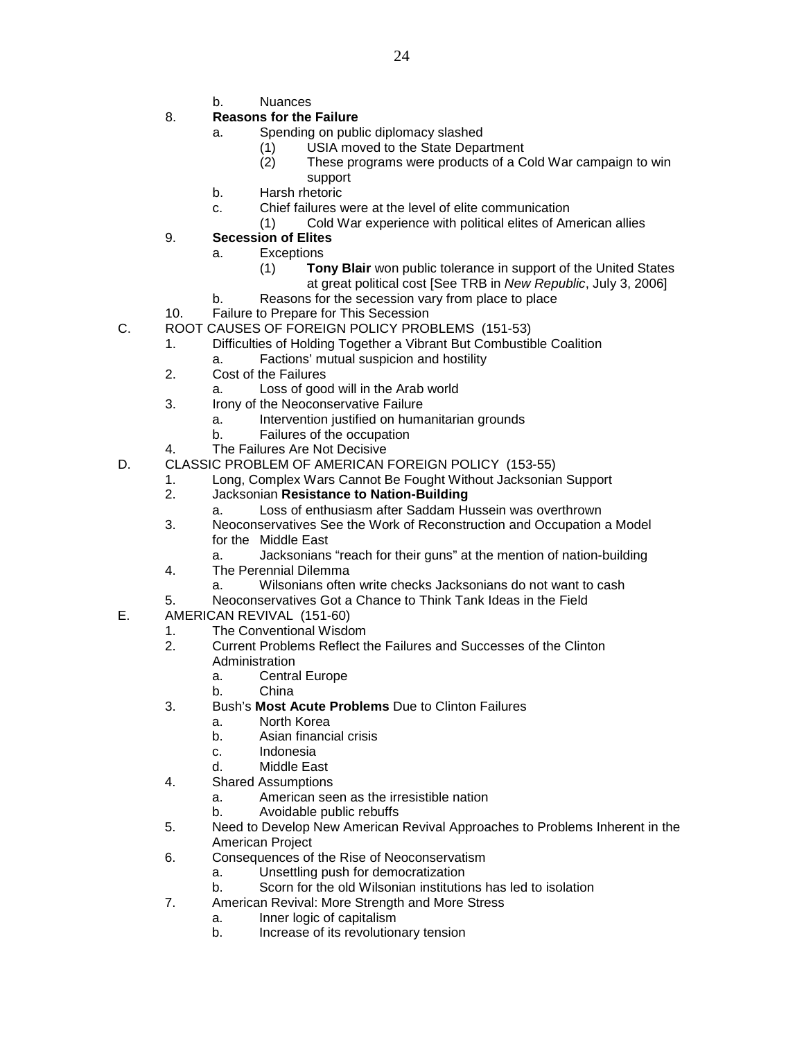b. Nuances

8. **Reasons for the Failure**
   a. Spending on public diplomacy slashed
      (1) USIA moved to the State Department
      (2) These programs were products of a Cold War campaign to win support
   b. Harsh rhetoric
   c. Chief failures were at the level of elite communication
      (1) Cold War experience with political elites of American allies

9. **Secession of Elites**
   a. Exceptions
      (1) **Tony Blair** won public tolerance in support of the United States at great political cost [See TRB in *New Republic*, July 3, 2006]
   b. Reasons for the secession vary from place to place

10. Failure to Prepare for This Secession

C. ROOT CAUSES OF FOREIGN POLICY PROBLEMS (151-53)

1. Difficulties of Holding Together a Vibrant But Combustible Coalition
   a. Factions' mutual suspicion and hostility
2. Cost of the Failures
   a. Loss of good will in the Arab world
3. Irony of the Neoconservative Failure
   a. Intervention justified on humanitarian grounds
   b. Failures of the occupation
4. The Failures Are Not Decisive

D. CLASSIC PROBLEM OF AMERICAN FOREIGN POLICY (153-55)

1. Long, Complex Wars Cannot Be Fought Without Jacksonian Support
2. Jacksonian **Resistance to Nation-Building**
   a. Loss of enthusiasm after Saddam Hussein was overthrown
3. Neoconservatives See the Work of Reconstruction and Occupation a Model for the Middle East
   a. Jacksonians "reach for their guns" at the mention of nation-building
4. The Perennial Dilemma
   a. Wilsonians often write checks Jacksonians do not want to cash
5. Neoconservatives Got a Chance to Think Tank Ideas in the Field

E. AMERICAN REVIVAL (151-60)

1. The Conventional Wisdom
2. Current Problems Reflect the Failures and Successes of the Clinton Administration
   a. Central Europe
   b. China
3. Bush's **Most Acute Problems** Due to Clinton Failures
   a. North Korea
   b. Asian financial crisis
   c. Indonesia
   d. Middle East
4. Shared Assumptions
   a. American seen as the irresistible nation
   b. Avoidable public rebuffs
5. Need to Develop New American Revival Approaches to Problems Inherent in the American Project
6. Consequences of the Rise of Neoconservatism
   a. Unsettling push for democratization
   b. Scorn for the old Wilsonian institutions has led to isolation
7. American Revival: More Strength and More Stress
   a. Inner logic of capitalism
   b. Increase of its revolutionary tension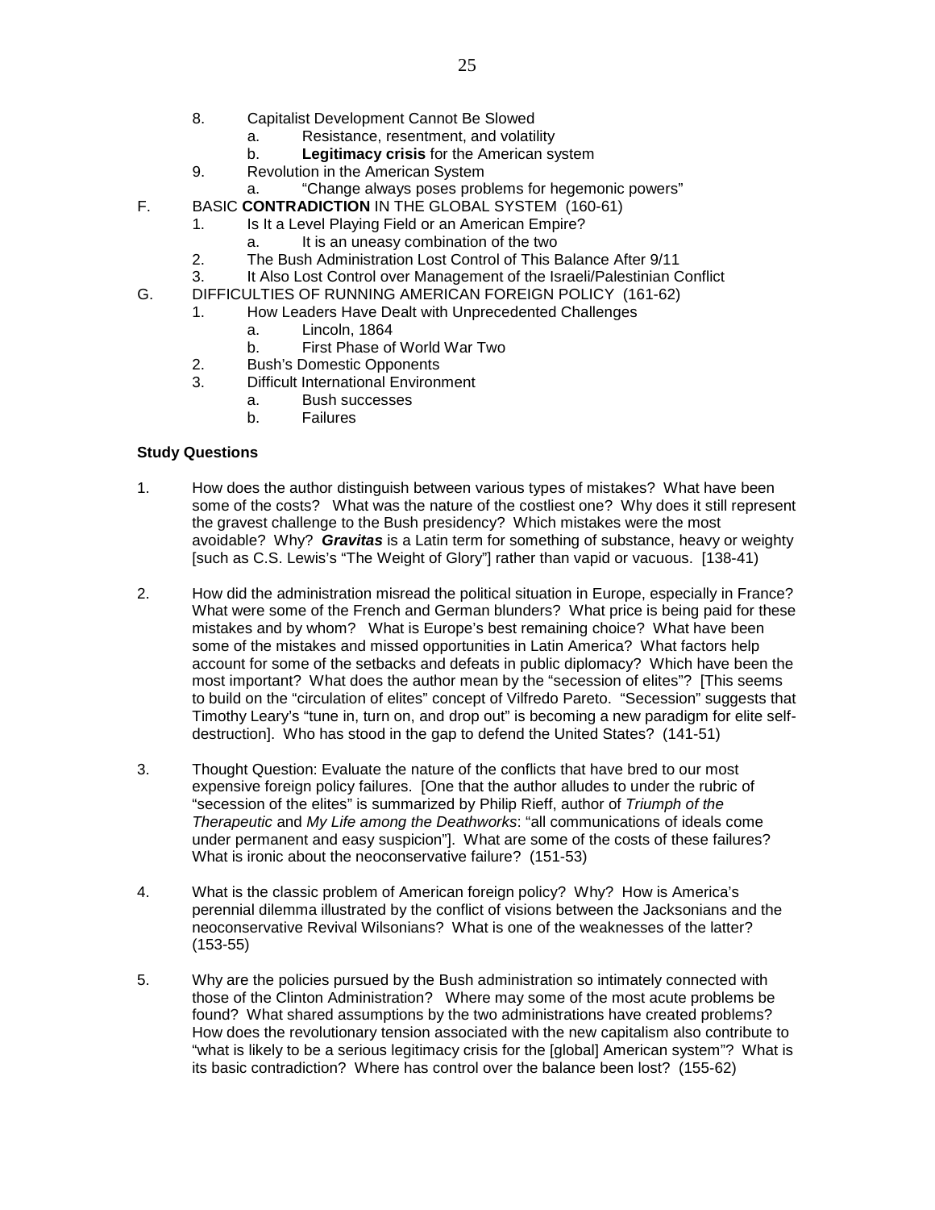8. Capitalist Development Cannot Be Slowed
    a. Resistance, resentment, and volatility
    b. **Legitimacy crisis** for the American system
9. Revolution in the American System
    a. "Change always poses problems for hegemonic powers"

F. BASIC **CONTRADICTION** IN THE GLOBAL SYSTEM (160-61)
1. Is It a Level Playing Field or an American Empire?
    a. It is an uneasy combination of the two
2. The Bush Administration Lost Control of This Balance After 9/11
3. It Also Lost Control over Management of the Israeli/Palestinian Conflict

G. DIFFICULTIES OF RUNNING AMERICAN FOREIGN POLICY (161-62)
1. How Leaders Have Dealt with Unprecedented Challenges
    a. Lincoln, 1864
    b. First Phase of World War Two
2. Bush's Domestic Opponents
3. Difficult International Environment
    a. Bush successes
    b. Failures

**Study Questions**

1. How does the author distinguish between various types of mistakes? What have been some of the costs? What was the nature of the costliest one? Why does it still represent the gravest challenge to the Bush presidency? Which mistakes were the most avoidable? Why? ***Gravitas*** is a Latin term for something of substance, heavy or weighty [such as C.S. Lewis's "The Weight of Glory"] rather than vapid or vacuous. [138-41)

2. How did the administration misread the political situation in Europe, especially in France? What were some of the French and German blunders? What price is being paid for these mistakes and by whom? What is Europe's best remaining choice? What have been some of the mistakes and missed opportunities in Latin America? What factors help account for some of the setbacks and defeats in public diplomacy? Which have been the most important? What does the author mean by the "secession of elites"? [This seems to build on the "circulation of elites" concept of Vilfredo Pareto. "Secession" suggests that Timothy Leary's "tune in, turn on, and drop out" is becoming a new paradigm for elite self-destruction]. Who has stood in the gap to defend the United States? (141-51)

3. Thought Question: Evaluate the nature of the conflicts that have bred to our most expensive foreign policy failures. [One that the author alludes to under the rubric of "secession of the elites" is summarized by Philip Rieff, author of *Triumph of the Therapeutic* and *My Life among the Deathworks*: "all communications of ideals come under permanent and easy suspicion"]. What are some of the costs of these failures? What is ironic about the neoconservative failure? (151-53)

4. What is the classic problem of American foreign policy? Why? How is America's perennial dilemma illustrated by the conflict of visions between the Jacksonians and the neoconservative Revival Wilsonians? What is one of the weaknesses of the latter? (153-55)

5. Why are the policies pursued by the Bush administration so intimately connected with those of the Clinton Administration? Where may some of the most acute problems be found? What shared assumptions by the two administrations have created problems? How does the revolutionary tension associated with the new capitalism also contribute to "what is likely to be a serious legitimacy crisis for the [global] American system"? What is its basic contradiction? Where has control over the balance been lost? (155-62)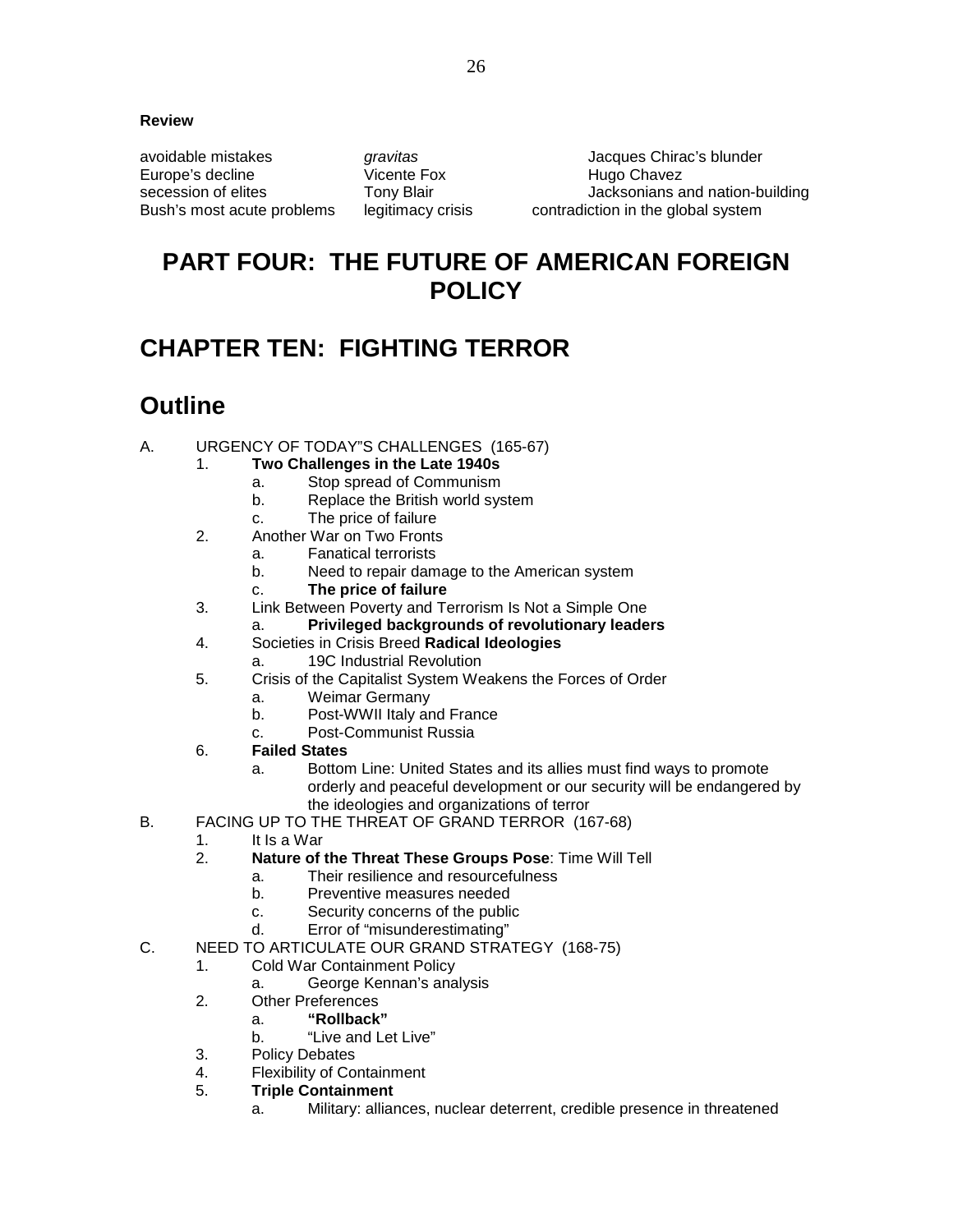**Review**

| | | |
|---|---|---|
| avoidable mistakes | *gravitas* | Jacques Chirac's blunder |
| Europe's decline | Vicente Fox | Hugo Chavez |
| secession of elites | Tony Blair | Jacksonians and nation-building |
| Bush's most acute problems | legitimacy crisis | contradiction in the global system |

# PART FOUR: THE FUTURE OF AMERICAN FOREIGN POLICY

# CHAPTER TEN: FIGHTING TERROR

## Outline

A. URGENCY OF TODAY"S CHALLENGES (165-67)
  1. **Two Challenges in the Late 1940s**
    a. Stop spread of Communism
    b. Replace the British world system
    c. The price of failure
  2. Another War on Two Fronts
    a. Fanatical terrorists
    b. Need to repair damage to the American system
    c. **The price of failure**
  3. Link Between Poverty and Terrorism Is Not a Simple One
    a. **Privileged backgrounds of revolutionary leaders**
  4. Societies in Crisis Breed **Radical Ideologies**
    a. 19C Industrial Revolution
  5. Crisis of the Capitalist System Weakens the Forces of Order
    a. Weimar Germany
    b. Post-WWII Italy and France
    c. Post-Communist Russia
  6. **Failed States**
    a. Bottom Line: United States and its allies must find ways to promote orderly and peaceful development or our security will be endangered by the ideologies and organizations of terror

B. FACING UP TO THE THREAT OF GRAND TERROR (167-68)
  1. It Is a War
  2. **Nature of the Threat These Groups Pose**: Time Will Tell
    a. Their resilience and resourcefulness
    b. Preventive measures needed
    c. Security concerns of the public
    d. Error of "misunderestimating"

C. NEED TO ARTICULATE OUR GRAND STRATEGY (168-75)
  1. Cold War Containment Policy
    a. George Kennan's analysis
  2. Other Preferences
    a. **"Rollback"**
    b. "Live and Let Live"
  3. Policy Debates
  4. Flexibility of Containment
  5. **Triple Containment**
    a. Military: alliances, nuclear deterrent, credible presence in threatened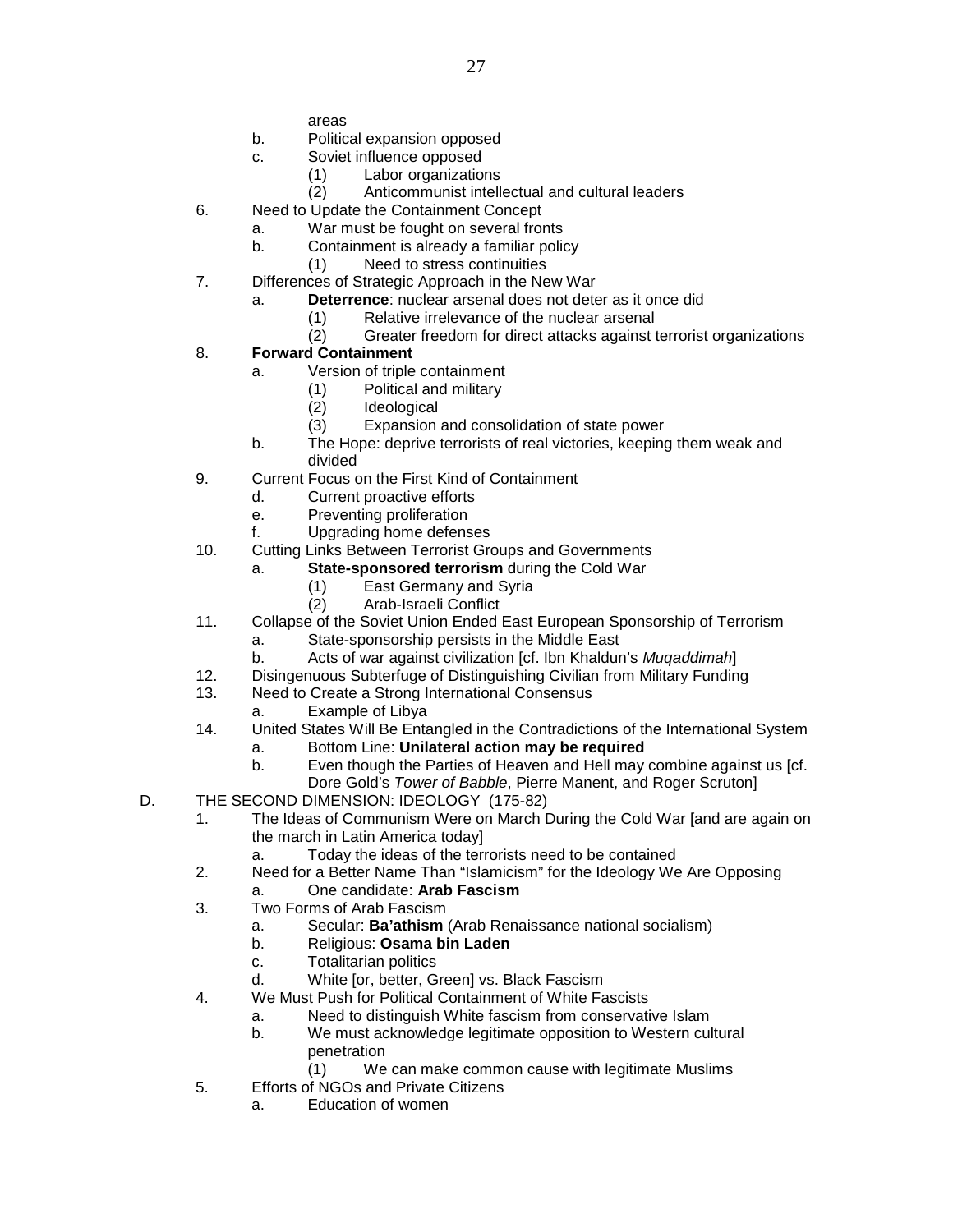areas

b. Political expansion opposed
c. Soviet influence opposed
    (1) Labor organizations
    (2) Anticommunist intellectual and cultural leaders

6. Need to Update the Containment Concept
    a. War must be fought on several fronts
    b. Containment is already a familiar policy
        (1) Need to stress continuities
7. Differences of Strategic Approach in the New War
    a. **Deterrence**: nuclear arsenal does not deter as it once did
        (1) Relative irrelevance of the nuclear arsenal
        (2) Greater freedom for direct attacks against terrorist organizations
8. **Forward Containment**
    a. Version of triple containment
        (1) Political and military
        (2) Ideological
        (3) Expansion and consolidation of state power
    b. The Hope: deprive terrorists of real victories, keeping them weak and divided
9. Current Focus on the First Kind of Containment
    d. Current proactive efforts
    e. Preventing proliferation
    f. Upgrading home defenses
10. Cutting Links Between Terrorist Groups and Governments
    a. **State-sponsored terrorism** during the Cold War
        (1) East Germany and Syria
        (2) Arab-Israeli Conflict
11. Collapse of the Soviet Union Ended East European Sponsorship of Terrorism
    a. State-sponsorship persists in the Middle East
    b. Acts of war against civilization [cf. Ibn Khaldun's *Muqaddimah*]
12. Disingenuous Subterfuge of Distinguishing Civilian from Military Funding
13. Need to Create a Strong International Consensus
    a. Example of Libya
14. United States Will Be Entangled in the Contradictions of the International System
    a. Bottom Line: **Unilateral action may be required**
    b. Even though the Parties of Heaven and Hell may combine against us [cf. Dore Gold's *Tower of Babble*, Pierre Manent, and Roger Scruton]

D. THE SECOND DIMENSION: IDEOLOGY (175-82)

1. The Ideas of Communism Were on March During the Cold War [and are again on the march in Latin America today]
    a. Today the ideas of the terrorists need to be contained
2. Need for a Better Name Than "Islamicism" for the Ideology We Are Opposing
    a. One candidate: **Arab Fascism**
3. Two Forms of Arab Fascism
    a. Secular: **Ba'athism** (Arab Renaissance national socialism)
    b. Religious: **Osama bin Laden**
    c. Totalitarian politics
    d. White [or, better, Green] vs. Black Fascism
4. We Must Push for Political Containment of White Fascists
    a. Need to distinguish White fascism from conservative Islam
    b. We must acknowledge legitimate opposition to Western cultural penetration
        (1) We can make common cause with legitimate Muslims
5. Efforts of NGOs and Private Citizens
    a. Education of women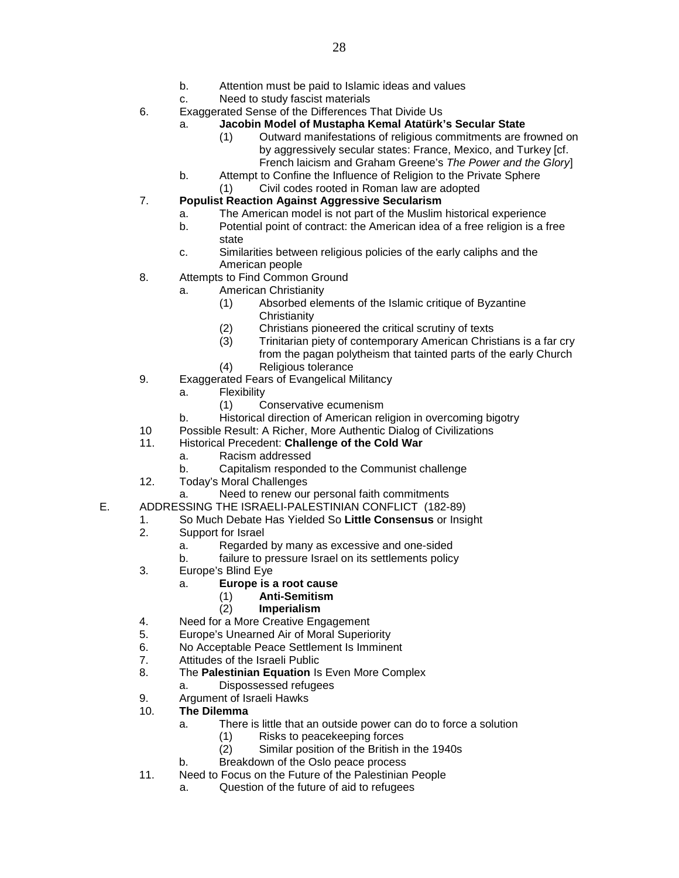- b. Attention must be paid to Islamic ideas and values
- c. Need to study fascist materials

6. Exaggerated Sense of the Differences That Divide Us
   - a. **Jacobin Model of Mustapha Kemal Atatürk's Secular State**
     - (1) Outward manifestations of religious commitments are frowned on by aggressively secular states: France, Mexico, and Turkey [cf. French laicism and Graham Greene's *The Power and the Glory*]
   - b. Attempt to Confine the Influence of Religion to the Private Sphere
     - (1) Civil codes rooted in Roman law are adopted
7. **Populist Reaction Against Aggressive Secularism**
   - a. The American model is not part of the Muslim historical experience
   - b. Potential point of contract: the American idea of a free religion is a free state
   - c. Similarities between religious policies of the early caliphs and the American people
8. Attempts to Find Common Ground
   - a. American Christianity
     - (1) Absorbed elements of the Islamic critique of Byzantine Christianity
     - (2) Christians pioneered the critical scrutiny of texts
     - (3) Trinitarian piety of contemporary American Christians is a far cry from the pagan polytheism that tainted parts of the early Church
     - (4) Religious tolerance
9. Exaggerated Fears of Evangelical Militancy
   - a. Flexibility
     - (1) Conservative ecumenism
   - b. Historical direction of American religion in overcoming bigotry
10. Possible Result: A Richer, More Authentic Dialog of Civilizations
11. Historical Precedent: **Challenge of the Cold War**
    - a. Racism addressed
    - b. Capitalism responded to the Communist challenge
12. Today's Moral Challenges
    - a. Need to renew our personal faith commitments

E. ADDRESSING THE ISRAELI-PALESTINIAN CONFLICT (182-89)

1. So Much Debate Has Yielded So **Little Consensus** or Insight
2. Support for Israel
   - a. Regarded by many as excessive and one-sided
   - b. failure to pressure Israel on its settlements policy
3. Europe's Blind Eye
   - a. **Europe is a root cause**
     - (1) **Anti-Semitism**
     - (2) **Imperialism**
4. Need for a More Creative Engagement
5. Europe's Unearned Air of Moral Superiority
6. No Acceptable Peace Settlement Is Imminent
7. Attitudes of the Israeli Public
8. The **Palestinian Equation** Is Even More Complex
   - a. Dispossessed refugees
9. Argument of Israeli Hawks
10. **The Dilemma**
    - a. There is little that an outside power can do to force a solution
      - (1) Risks to peacekeeping forces
      - (2) Similar position of the British in the 1940s
    - b. Breakdown of the Oslo peace process
11. Need to Focus on the Future of the Palestinian People
    - a. Question of the future of aid to refugees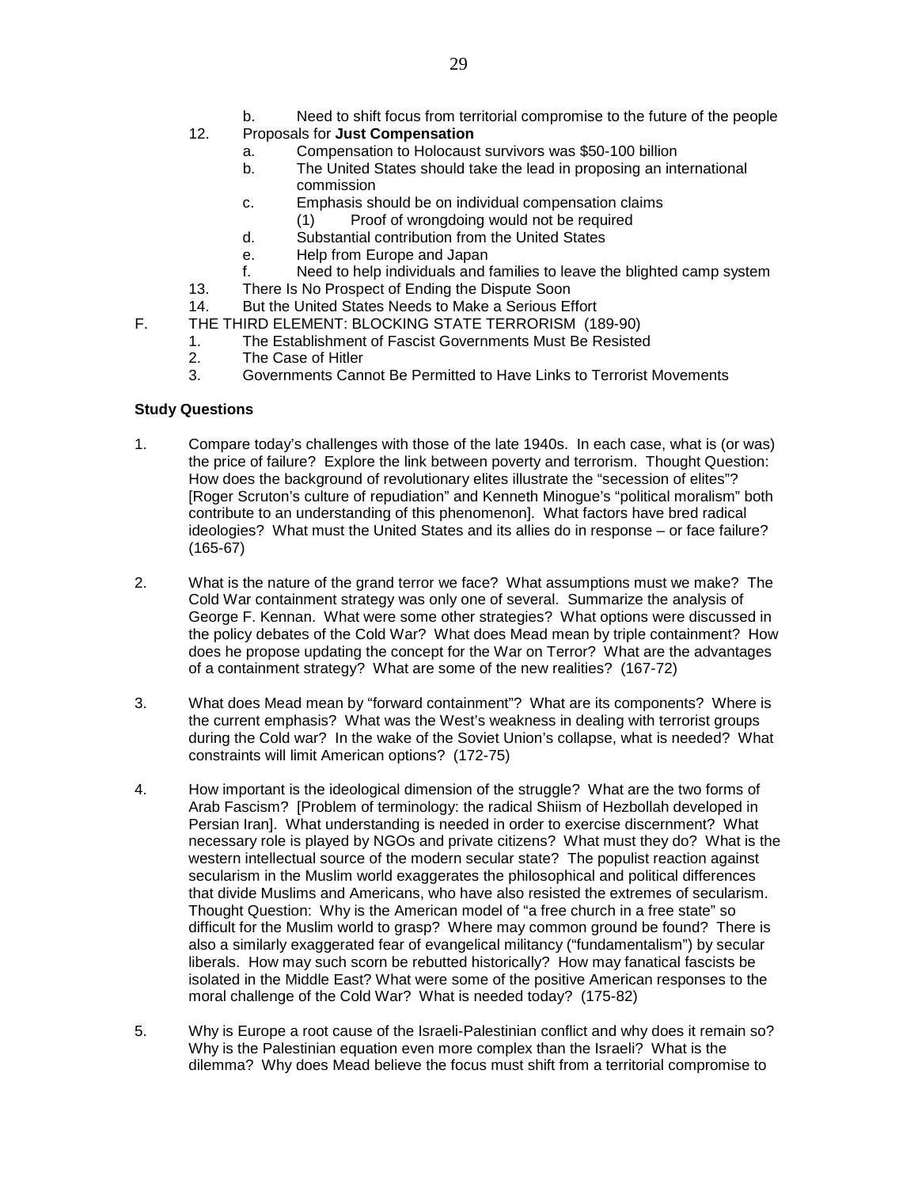b. Need to shift focus from territorial compromise to the future of the people

12. Proposals for **Just Compensation**
    a. Compensation to Holocaust survivors was $50-100 billion
    b. The United States should take the lead in proposing an international commission
    c. Emphasis should be on individual compensation claims
        (1) Proof of wrongdoing would not be required
    d. Substantial contribution from the United States
    e. Help from Europe and Japan
    f. Need to help individuals and families to leave the blighted camp system
13. There Is No Prospect of Ending the Dispute Soon
14. But the United States Needs to Make a Serious Effort

F. THE THIRD ELEMENT: BLOCKING STATE TERRORISM (189-90)
   1. The Establishment of Fascist Governments Must Be Resisted
   2. The Case of Hitler
   3. Governments Cannot Be Permitted to Have Links to Terrorist Movements

**Study Questions**

1. Compare today's challenges with those of the late 1940s. In each case, what is (or was) the price of failure? Explore the link between poverty and terrorism. Thought Question: How does the background of revolutionary elites illustrate the "secession of elites"? [Roger Scruton's culture of repudiation" and Kenneth Minogue's "political moralism" both contribute to an understanding of this phenomenon]. What factors have bred radical ideologies? What must the United States and its allies do in response – or face failure? (165-67)

2. What is the nature of the grand terror we face? What assumptions must we make? The Cold War containment strategy was only one of several. Summarize the analysis of George F. Kennan. What were some other strategies? What options were discussed in the policy debates of the Cold War? What does Mead mean by triple containment? How does he propose updating the concept for the War on Terror? What are the advantages of a containment strategy? What are some of the new realities? (167-72)

3. What does Mead mean by "forward containment"? What are its components? Where is the current emphasis? What was the West's weakness in dealing with terrorist groups during the Cold war? In the wake of the Soviet Union's collapse, what is needed? What constraints will limit American options? (172-75)

4. How important is the ideological dimension of the struggle? What are the two forms of Arab Fascism? [Problem of terminology: the radical Shiism of Hezbollah developed in Persian Iran]. What understanding is needed in order to exercise discernment? What necessary role is played by NGOs and private citizens? What must they do? What is the western intellectual source of the modern secular state? The populist reaction against secularism in the Muslim world exaggerates the philosophical and political differences that divide Muslims and Americans, who have also resisted the extremes of secularism. Thought Question: Why is the American model of "a free church in a free state" so difficult for the Muslim world to grasp? Where may common ground be found? There is also a similarly exaggerated fear of evangelical militancy ("fundamentalism") by secular liberals. How may such scorn be rebutted historically? How may fanatical fascists be isolated in the Middle East? What were some of the positive American responses to the moral challenge of the Cold War? What is needed today? (175-82)

5. Why is Europe a root cause of the Israeli-Palestinian conflict and why does it remain so? Why is the Palestinian equation even more complex than the Israeli? What is the dilemma? Why does Mead believe the focus must shift from a territorial compromise to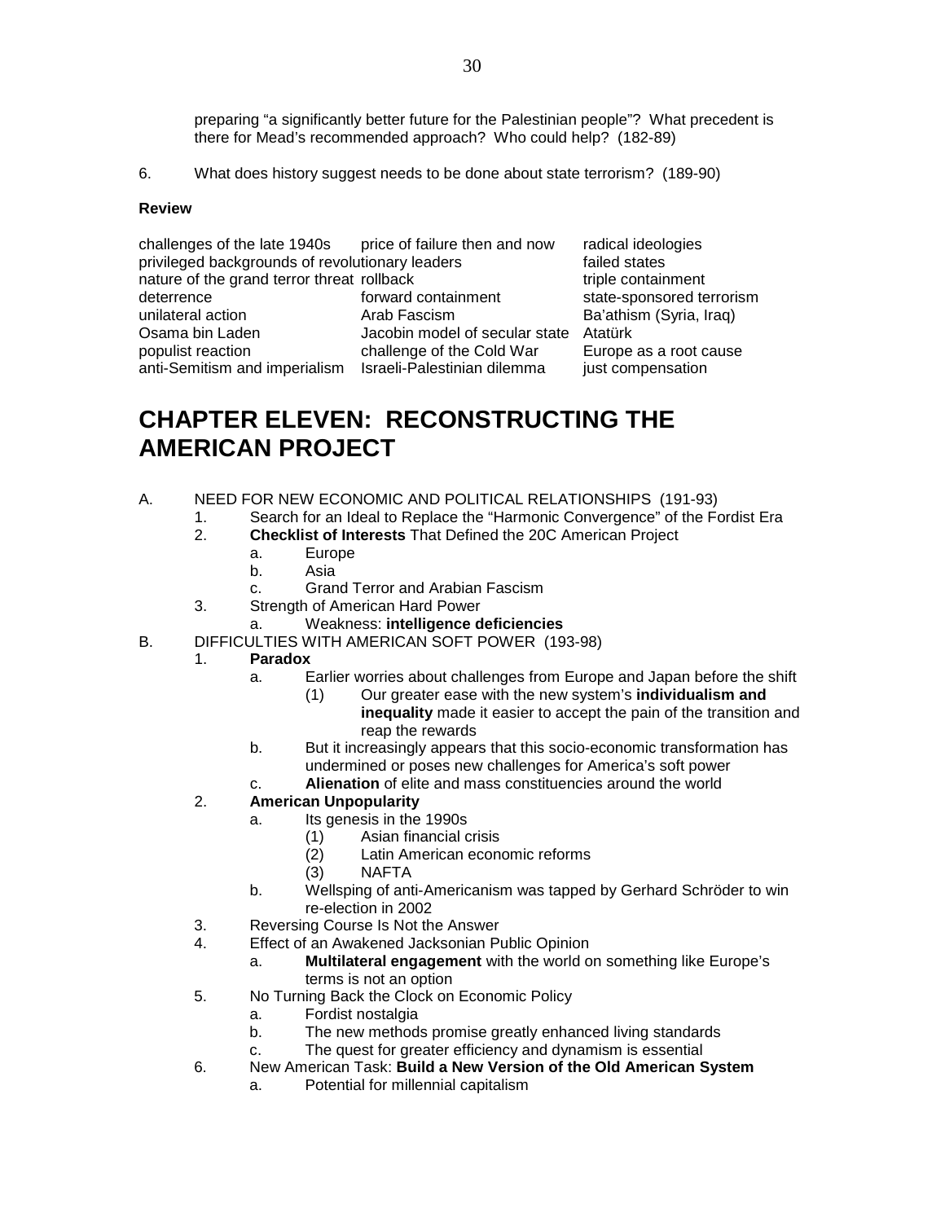preparing "a significantly better future for the Palestinian people"? What precedent is there for Mead's recommended approach? Who could help? (182-89)

6. What does history suggest needs to be done about state terrorism? (189-90)

**Review**

| | | |
|---|---|---|
| challenges of the late 1940s | price of failure then and now | radical ideologies |
| privileged backgrounds of revolutionary leaders | | failed states |
| nature of the grand terror threat | rollback | triple containment |
| deterrence | forward containment | state-sponsored terrorism |
| unilateral action | Arab Fascism | Ba'athism (Syria, Iraq) |
| Osama bin Laden | Jacobin model of secular state | Atatürk |
| populist reaction | challenge of the Cold War | Europe as a root cause |
| anti-Semitism and imperialism | Israeli-Palestinian dilemma | just compensation |

# CHAPTER ELEVEN: RECONSTRUCTING THE AMERICAN PROJECT

A. NEED FOR NEW ECONOMIC AND POLITICAL RELATIONSHIPS (191-93)
   1. Search for an Ideal to Replace the "Harmonic Convergence" of the Fordist Era
   2. **Checklist of Interests** That Defined the 20C American Project
      a. Europe
      b. Asia
      c. Grand Terror and Arabian Fascism
   3. Strength of American Hard Power
      a. Weakness: **intelligence deficiencies**

B. DIFFICULTIES WITH AMERICAN SOFT POWER (193-98)
   1. **Paradox**
      a. Earlier worries about challenges from Europe and Japan before the shift
         (1) Our greater ease with the new system's **individualism and inequality** made it easier to accept the pain of the transition and reap the rewards
      b. But it increasingly appears that this socio-economic transformation has undermined or poses new challenges for America's soft power
      c. **Alienation** of elite and mass constituencies around the world
   2. **American Unpopularity**
      a. Its genesis in the 1990s
         (1) Asian financial crisis
         (2) Latin American economic reforms
         (3) NAFTA
      b. Wellsping of anti-Americanism was tapped by Gerhard Schröder to win re-election in 2002
   3. Reversing Course Is Not the Answer
   4. Effect of an Awakened Jacksonian Public Opinion
      a. **Multilateral engagement** with the world on something like Europe's terms is not an option
   5. No Turning Back the Clock on Economic Policy
      a. Fordist nostalgia
      b. The new methods promise greatly enhanced living standards
      c. The quest for greater efficiency and dynamism is essential
   6. New American Task: **Build a New Version of the Old American System**
      a. Potential for millennial capitalism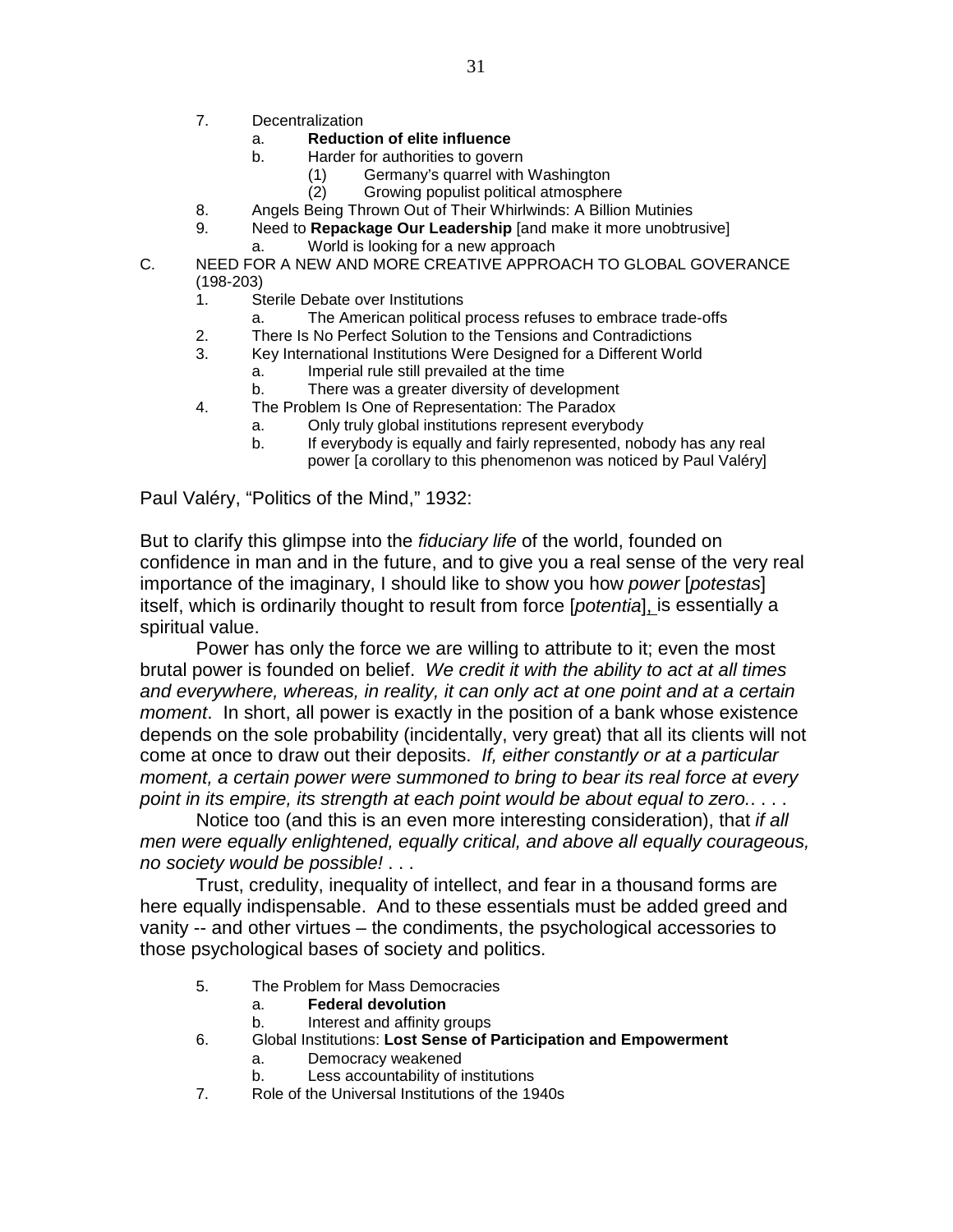7. Decentralization
    a. **Reduction of elite influence**
    b. Harder for authorities to govern
        (1) Germany's quarrel with Washington
        (2) Growing populist political atmosphere
8. Angels Being Thrown Out of Their Whirlwinds: A Billion Mutinies
9. Need to **Repackage Our Leadership** [and make it more unobtrusive]
    a. World is looking for a new approach

C. NEED FOR A NEW AND MORE CREATIVE APPROACH TO GLOBAL GOVERANCE (198-203)

1. Sterile Debate over Institutions
    a. The American political process refuses to embrace trade-offs
2. There Is No Perfect Solution to the Tensions and Contradictions
3. Key International Institutions Were Designed for a Different World
    a. Imperial rule still prevailed at the time
    b. There was a greater diversity of development
4. The Problem Is One of Representation: The Paradox
    a. Only truly global institutions represent everybody
    b. If everybody is equally and fairly represented, nobody has any real power [a corollary to this phenomenon was noticed by Paul Valéry]

Paul Valéry, "Politics of the Mind," 1932:

But to clarify this glimpse into the *fiduciary life* of the world, founded on confidence in man and in the future, and to give you a real sense of the very real importance of the imaginary, I should like to show you how *power* [*potestas*] itself, which is ordinarily thought to result from force [*potentia*], is essentially a spiritual value.

Power has only the force we are willing to attribute to it; even the most brutal power is founded on belief. *We credit it with the ability to act at all times and everywhere, whereas, in reality, it can only act at one point and at a certain moment*. In short, all power is exactly in the position of a bank whose existence depends on the sole probability (incidentally, very great) that all its clients will not come at once to draw out their deposits. *If, either constantly or at a particular moment, a certain power were summoned to bring to bear its real force at every point in its empire, its strength at each point would be about equal to zero.*. . . .

Notice too (and this is an even more interesting consideration), that *if all men were equally enlightened, equally critical, and above all equally courageous, no society would be possible!* . . .

Trust, credulity, inequality of intellect, and fear in a thousand forms are here equally indispensable. And to these essentials must be added greed and vanity -- and other virtues – the condiments, the psychological accessories to those psychological bases of society and politics.

5. The Problem for Mass Democracies
    a. **Federal devolution**
    b. Interest and affinity groups
6. Global Institutions: **Lost Sense of Participation and Empowerment**
    a. Democracy weakened
    b. Less accountability of institutions
7. Role of the Universal Institutions of the 1940s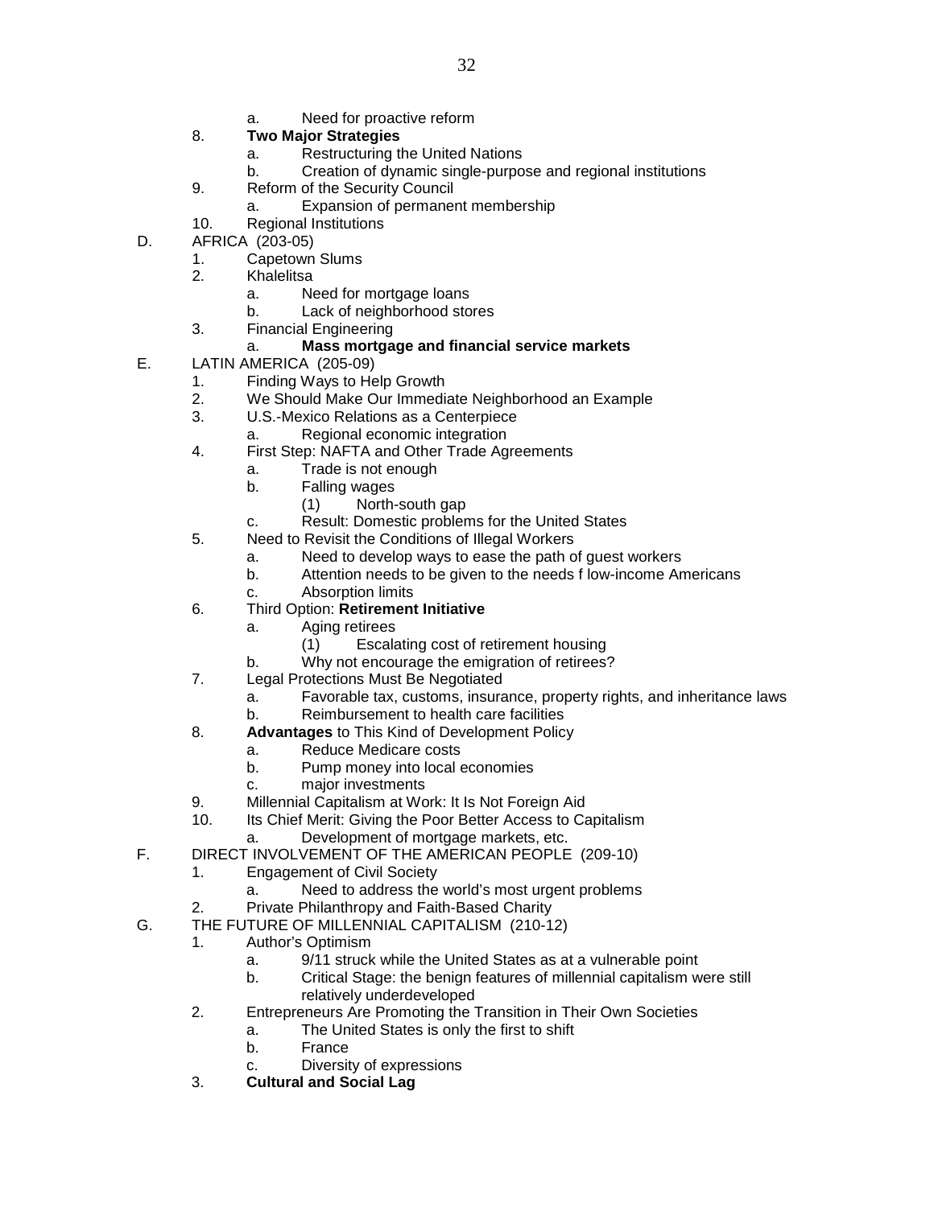- a. Need for proactive reform

8. **Two Major Strategies**
   - a. Restructuring the United Nations
   - b. Creation of dynamic single-purpose and regional institutions
9. Reform of the Security Council
   - a. Expansion of permanent membership
10. Regional Institutions

D. AFRICA (203-05)

1. Capetown Slums
2. Khalelitsa
   - a. Need for mortgage loans
   - b. Lack of neighborhood stores
3. Financial Engineering
   - a. **Mass mortgage and financial service markets**

E. LATIN AMERICA (205-09)

1. Finding Ways to Help Growth
2. We Should Make Our Immediate Neighborhood an Example
3. U.S.-Mexico Relations as a Centerpiece
   - a. Regional economic integration
4. First Step: NAFTA and Other Trade Agreements
   - a. Trade is not enough
   - b. Falling wages
     - (1) North-south gap
   - c. Result: Domestic problems for the United States
5. Need to Revisit the Conditions of Illegal Workers
   - a. Need to develop ways to ease the path of guest workers
   - b. Attention needs to be given to the needs f low-income Americans
   - c. Absorption limits
6. Third Option: **Retirement Initiative**
   - a. Aging retirees
     - (1) Escalating cost of retirement housing
   - b. Why not encourage the emigration of retirees?
7. Legal Protections Must Be Negotiated
   - a. Favorable tax, customs, insurance, property rights, and inheritance laws
   - b. Reimbursement to health care facilities
8. **Advantages** to This Kind of Development Policy
   - a. Reduce Medicare costs
   - b. Pump money into local economies
   - c. major investments
9. Millennial Capitalism at Work: It Is Not Foreign Aid
10. Its Chief Merit: Giving the Poor Better Access to Capitalism
    - a. Development of mortgage markets, etc.

F. DIRECT INVOLVEMENT OF THE AMERICAN PEOPLE (209-10)

1. Engagement of Civil Society
   - a. Need to address the world's most urgent problems
2. Private Philanthropy and Faith-Based Charity

G. THE FUTURE OF MILLENNIAL CAPITALISM (210-12)

1. Author's Optimism
   - a. 9/11 struck while the United States as at a vulnerable point
   - b. Critical Stage: the benign features of millennial capitalism were still relatively underdeveloped
2. Entrepreneurs Are Promoting the Transition in Their Own Societies
   - a. The United States is only the first to shift
   - b. France
   - c. Diversity of expressions
3. **Cultural and Social Lag**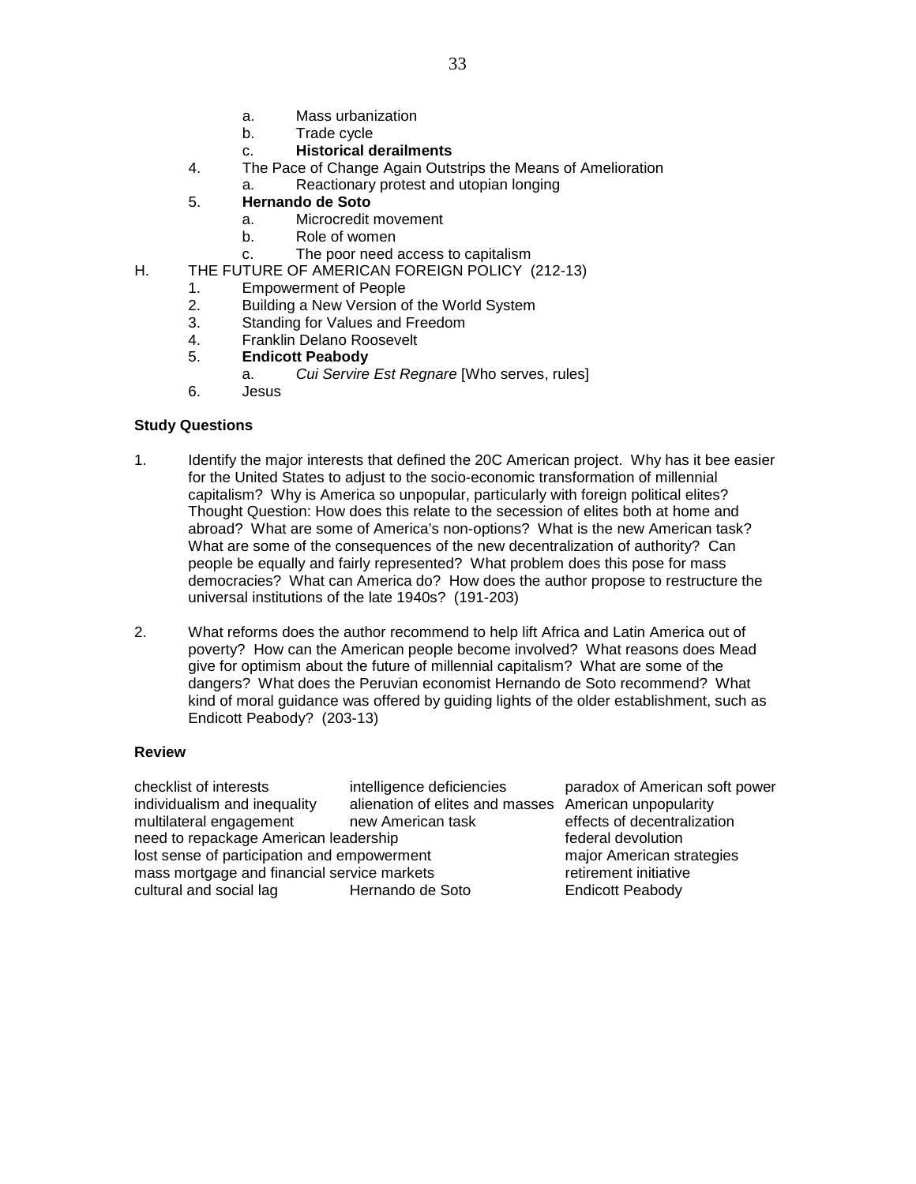- a. Mass urbanization
   - b. Trade cycle
   - c. **Historical derailments**
4. The Pace of Change Again Outstrips the Means of Amelioration
   - a. Reactionary protest and utopian longing
5. **Hernando de Soto**
   - a. Microcredit movement
   - b. Role of women
   - c. The poor need access to capitalism

H. THE FUTURE OF AMERICAN FOREIGN POLICY (212-13)

1. Empowerment of People
2. Building a New Version of the World System
3. Standing for Values and Freedom
4. Franklin Delano Roosevelt
5. **Endicott Peabody**
   - a. *Cui Servire Est Regnare* [Who serves, rules]
6. Jesus

**Study Questions**

1. Identify the major interests that defined the 20C American project. Why has it bee easier for the United States to adjust to the socio-economic transformation of millennial capitalism? Why is America so unpopular, particularly with foreign political elites? Thought Question: How does this relate to the secession of elites both at home and abroad? What are some of America's non-options? What is the new American task? What are some of the consequences of the new decentralization of authority? Can people be equally and fairly represented? What problem does this pose for mass democracies? What can America do? How does the author propose to restructure the universal institutions of the late 1940s? (191-203)

2. What reforms does the author recommend to help lift Africa and Latin America out of poverty? How can the American people become involved? What reasons does Mead give for optimism about the future of millennial capitalism? What are some of the dangers? What does the Peruvian economist Hernando de Soto recommend? What kind of moral guidance was offered by guiding lights of the older establishment, such as Endicott Peabody? (203-13)

**Review**

| | | |
|---|---|---|
| checklist of interests | intelligence deficiencies | paradox of American soft power |
| individualism and inequality | alienation of elites and masses | American unpopularity |
| multilateral engagement | new American task | effects of decentralization |
| need to repackage American leadership | | federal devolution |
| lost sense of participation and empowerment | | major American strategies |
| mass mortgage and financial service markets | | retirement initiative |
| cultural and social lag | Hernando de Soto | Endicott Peabody |